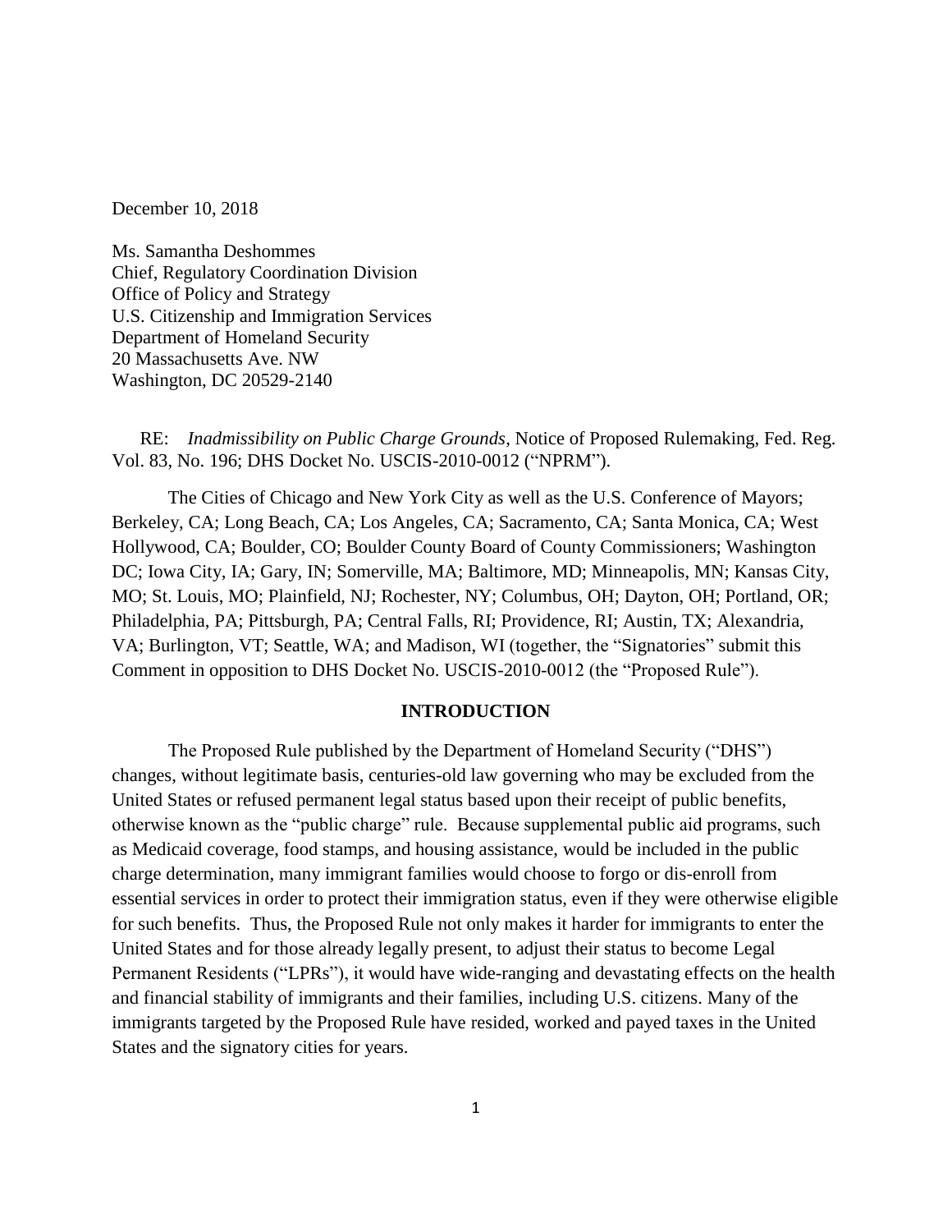December 10, 2018

Ms. Samantha Deshommes
Chief, Regulatory Coordination Division
Office of Policy and Strategy
U.S. Citizenship and Immigration Services
Department of Homeland Security
20 Massachusetts Ave. NW
Washington, DC 20529-2140

RE: *Inadmissibility on Public Charge Grounds*, Notice of Proposed Rulemaking, Fed. Reg. Vol. 83, No. 196; DHS Docket No. USCIS-2010-0012 ("NPRM").

The Cities of Chicago and New York City as well as the U.S. Conference of Mayors; Berkeley, CA; Long Beach, CA; Los Angeles, CA; Sacramento, CA; Santa Monica, CA; West Hollywood, CA; Boulder, CO; Boulder County Board of County Commissioners; Washington DC; Iowa City, IA; Gary, IN; Somerville, MA; Baltimore, MD; Minneapolis, MN; Kansas City, MO; St. Louis, MO; Plainfield, NJ; Rochester, NY; Columbus, OH; Dayton, OH; Portland, OR; Philadelphia, PA; Pittsburgh, PA; Central Falls, RI; Providence, RI; Austin, TX; Alexandria, VA; Burlington, VT; Seattle, WA; and Madison, WI (together, the "Signatories" submit this Comment in opposition to DHS Docket No. USCIS-2010-0012 (the "Proposed Rule").

## INTRODUCTION

The Proposed Rule published by the Department of Homeland Security ("DHS") changes, without legitimate basis, centuries-old law governing who may be excluded from the United States or refused permanent legal status based upon their receipt of public benefits, otherwise known as the "public charge" rule. Because supplemental public aid programs, such as Medicaid coverage, food stamps, and housing assistance, would be included in the public charge determination, many immigrant families would choose to forgo or dis-enroll from essential services in order to protect their immigration status, even if they were otherwise eligible for such benefits. Thus, the Proposed Rule not only makes it harder for immigrants to enter the United States and for those already legally present, to adjust their status to become Legal Permanent Residents ("LPRs"), it would have wide-ranging and devastating effects on the health and financial stability of immigrants and their families, including U.S. citizens. Many of the immigrants targeted by the Proposed Rule have resided, worked and payed taxes in the United States and the signatory cities for years.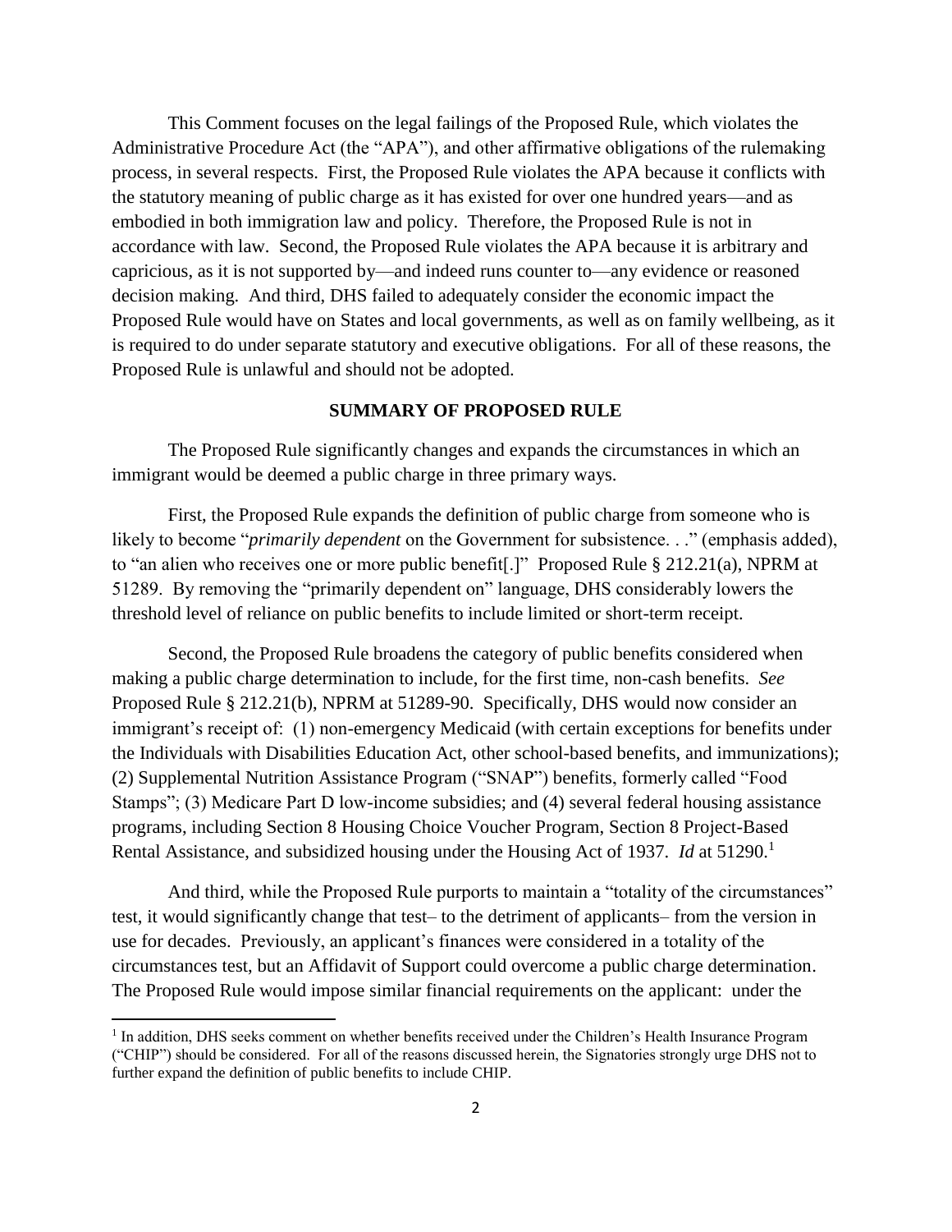This Comment focuses on the legal failings of the Proposed Rule, which violates the Administrative Procedure Act (the "APA"), and other affirmative obligations of the rulemaking process, in several respects. First, the Proposed Rule violates the APA because it conflicts with the statutory meaning of public charge as it has existed for over one hundred years—and as embodied in both immigration law and policy. Therefore, the Proposed Rule is not in accordance with law. Second, the Proposed Rule violates the APA because it is arbitrary and capricious, as it is not supported by—and indeed runs counter to—any evidence or reasoned decision making. And third, DHS failed to adequately consider the economic impact the Proposed Rule would have on States and local governments, as well as on family wellbeing, as it is required to do under separate statutory and executive obligations. For all of these reasons, the Proposed Rule is unlawful and should not be adopted.

## SUMMARY OF PROPOSED RULE

The Proposed Rule significantly changes and expands the circumstances in which an immigrant would be deemed a public charge in three primary ways.

First, the Proposed Rule expands the definition of public charge from someone who is likely to become "*primarily dependent* on the Government for subsistence. . ." (emphasis added), to "an alien who receives one or more public benefit[.]" Proposed Rule § 212.21(a), NPRM at 51289. By removing the "primarily dependent on" language, DHS considerably lowers the threshold level of reliance on public benefits to include limited or short-term receipt.

Second, the Proposed Rule broadens the category of public benefits considered when making a public charge determination to include, for the first time, non-cash benefits. *See* Proposed Rule § 212.21(b), NPRM at 51289-90. Specifically, DHS would now consider an immigrant's receipt of: (1) non-emergency Medicaid (with certain exceptions for benefits under the Individuals with Disabilities Education Act, other school-based benefits, and immunizations); (2) Supplemental Nutrition Assistance Program ("SNAP") benefits, formerly called "Food Stamps"; (3) Medicare Part D low-income subsidies; and (4) several federal housing assistance programs, including Section 8 Housing Choice Voucher Program, Section 8 Project-Based Rental Assistance, and subsidized housing under the Housing Act of 1937. *Id* at 51290.[1]

And third, while the Proposed Rule purports to maintain a "totality of the circumstances" test, it would significantly change that test– to the detriment of applicants– from the version in use for decades. Previously, an applicant's finances were considered in a totality of the circumstances test, but an Affidavit of Support could overcome a public charge determination. The Proposed Rule would impose similar financial requirements on the applicant: under the

[1] In addition, DHS seeks comment on whether benefits received under the Children's Health Insurance Program ("CHIP") should be considered. For all of the reasons discussed herein, the Signatories strongly urge DHS not to further expand the definition of public benefits to include CHIP.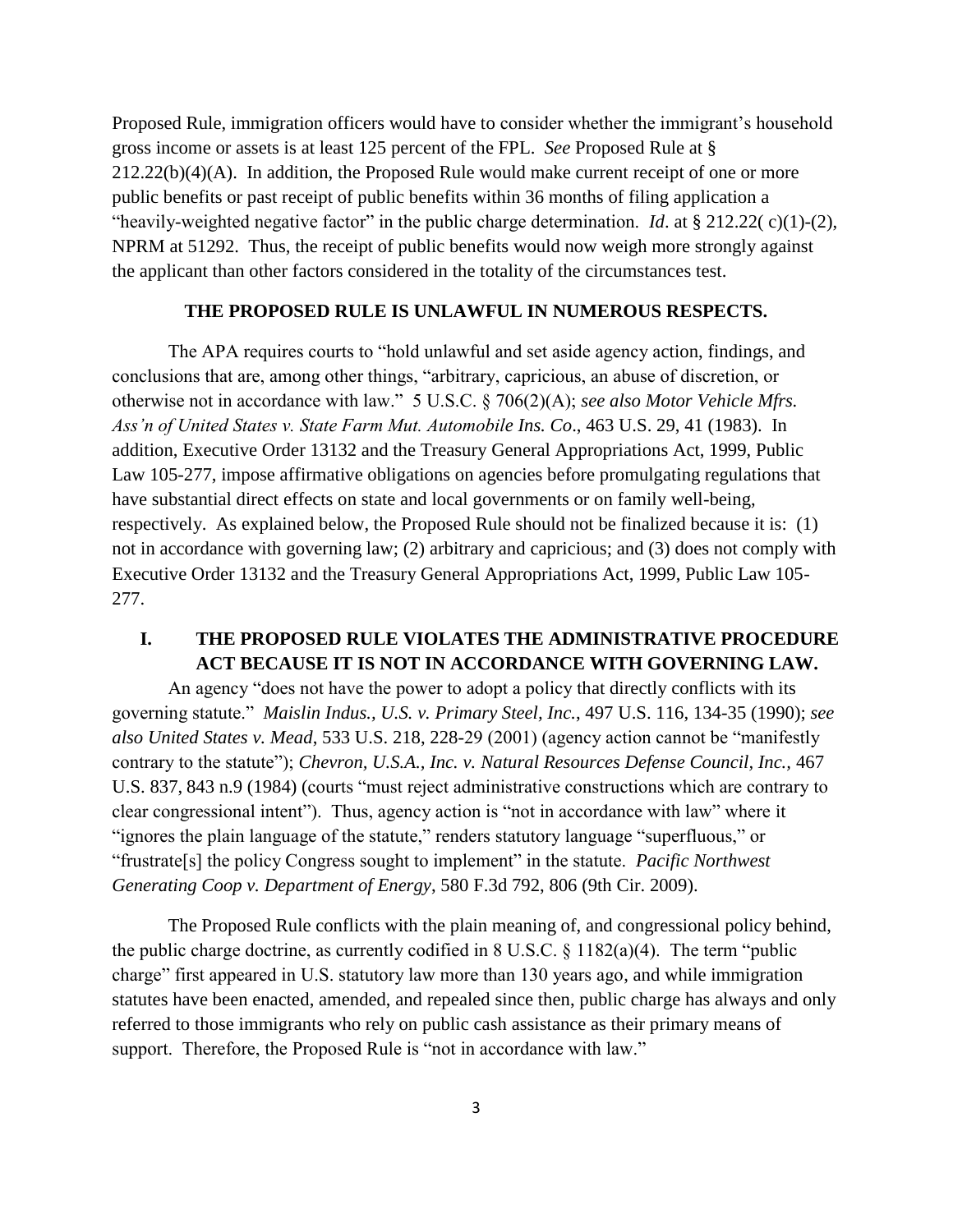Proposed Rule, immigration officers would have to consider whether the immigrant's household gross income or assets is at least 125 percent of the FPL. *See* Proposed Rule at § 212.22(b)(4)(A). In addition, the Proposed Rule would make current receipt of one or more public benefits or past receipt of public benefits within 36 months of filing application a "heavily-weighted negative factor" in the public charge determination. *Id*. at § 212.22( c)(1)-(2), NPRM at 51292. Thus, the receipt of public benefits would now weigh more strongly against the applicant than other factors considered in the totality of the circumstances test.

## THE PROPOSED RULE IS UNLAWFUL IN NUMEROUS RESPECTS.

The APA requires courts to "hold unlawful and set aside agency action, findings, and conclusions that are, among other things, "arbitrary, capricious, an abuse of discretion, or otherwise not in accordance with law." 5 U.S.C. § 706(2)(A); *see also Motor Vehicle Mfrs. Ass'n of United States v. State Farm Mut. Automobile Ins. Co*., 463 U.S. 29, 41 (1983). In addition, Executive Order 13132 and the Treasury General Appropriations Act, 1999, Public Law 105-277, impose affirmative obligations on agencies before promulgating regulations that have substantial direct effects on state and local governments or on family well-being, respectively. As explained below, the Proposed Rule should not be finalized because it is: (1) not in accordance with governing law; (2) arbitrary and capricious; and (3) does not comply with Executive Order 13132 and the Treasury General Appropriations Act, 1999, Public Law 105-277.

### I. THE PROPOSED RULE VIOLATES THE ADMINISTRATIVE PROCEDURE ACT BECAUSE IT IS NOT IN ACCORDANCE WITH GOVERNING LAW.

An agency "does not have the power to adopt a policy that directly conflicts with its governing statute." *Maislin Indus., U.S. v. Primary Steel, Inc.*, 497 U.S. 116, 134-35 (1990); *see also United States v. Mead*, 533 U.S. 218, 228-29 (2001) (agency action cannot be "manifestly contrary to the statute"); *Chevron, U.S.A., Inc. v. Natural Resources Defense Council, Inc.,* 467 U.S. 837, 843 n.9 (1984) (courts "must reject administrative constructions which are contrary to clear congressional intent"). Thus, agency action is "not in accordance with law" where it "ignores the plain language of the statute," renders statutory language "superfluous," or "frustrate[s] the policy Congress sought to implement" in the statute. *Pacific Northwest Generating Coop v. Department of Energy*, 580 F.3d 792, 806 (9th Cir. 2009).

The Proposed Rule conflicts with the plain meaning of, and congressional policy behind, the public charge doctrine, as currently codified in 8 U.S.C. § 1182(a)(4). The term "public charge" first appeared in U.S. statutory law more than 130 years ago, and while immigration statutes have been enacted, amended, and repealed since then, public charge has always and only referred to those immigrants who rely on public cash assistance as their primary means of support. Therefore, the Proposed Rule is "not in accordance with law."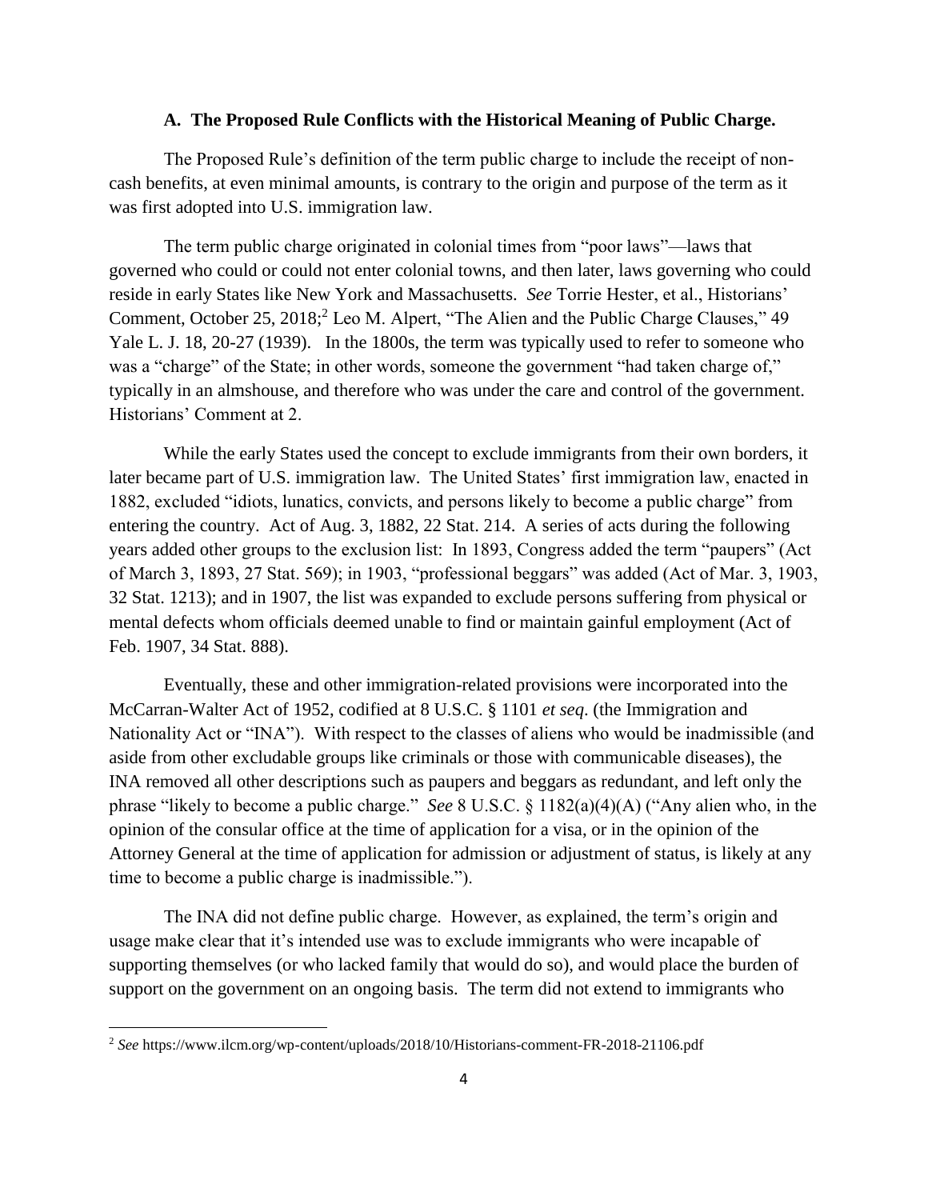### A. The Proposed Rule Conflicts with the Historical Meaning of Public Charge.

The Proposed Rule's definition of the term public charge to include the receipt of non-cash benefits, at even minimal amounts, is contrary to the origin and purpose of the term as it was first adopted into U.S. immigration law.

The term public charge originated in colonial times from "poor laws"—laws that governed who could or could not enter colonial towns, and then later, laws governing who could reside in early States like New York and Massachusetts. *See* Torrie Hester, et al., Historians' Comment, October 25, 2018;[2] Leo M. Alpert, "The Alien and the Public Charge Clauses," 49 Yale L. J. 18, 20-27 (1939). In the 1800s, the term was typically used to refer to someone who was a "charge" of the State; in other words, someone the government "had taken charge of," typically in an almshouse, and therefore who was under the care and control of the government. Historians' Comment at 2.

While the early States used the concept to exclude immigrants from their own borders, it later became part of U.S. immigration law. The United States' first immigration law, enacted in 1882, excluded "idiots, lunatics, convicts, and persons likely to become a public charge" from entering the country. Act of Aug. 3, 1882, 22 Stat. 214. A series of acts during the following years added other groups to the exclusion list: In 1893, Congress added the term "paupers" (Act of March 3, 1893, 27 Stat. 569); in 1903, "professional beggars" was added (Act of Mar. 3, 1903, 32 Stat. 1213); and in 1907, the list was expanded to exclude persons suffering from physical or mental defects whom officials deemed unable to find or maintain gainful employment (Act of Feb. 1907, 34 Stat. 888).

Eventually, these and other immigration-related provisions were incorporated into the McCarran-Walter Act of 1952, codified at 8 U.S.C. § 1101 *et seq*. (the Immigration and Nationality Act or "INA"). With respect to the classes of aliens who would be inadmissible (and aside from other excludable groups like criminals or those with communicable diseases), the INA removed all other descriptions such as paupers and beggars as redundant, and left only the phrase "likely to become a public charge." *See* 8 U.S.C. § 1182(a)(4)(A) ("Any alien who, in the opinion of the consular office at the time of application for a visa, or in the opinion of the Attorney General at the time of application for admission or adjustment of status, is likely at any time to become a public charge is inadmissible.").

The INA did not define public charge. However, as explained, the term's origin and usage make clear that it's intended use was to exclude immigrants who were incapable of supporting themselves (or who lacked family that would do so), and would place the burden of support on the government on an ongoing basis. The term did not extend to immigrants who

---

[2] *See* https://www.ilcm.org/wp-content/uploads/2018/10/Historians-comment-FR-2018-21106.pdf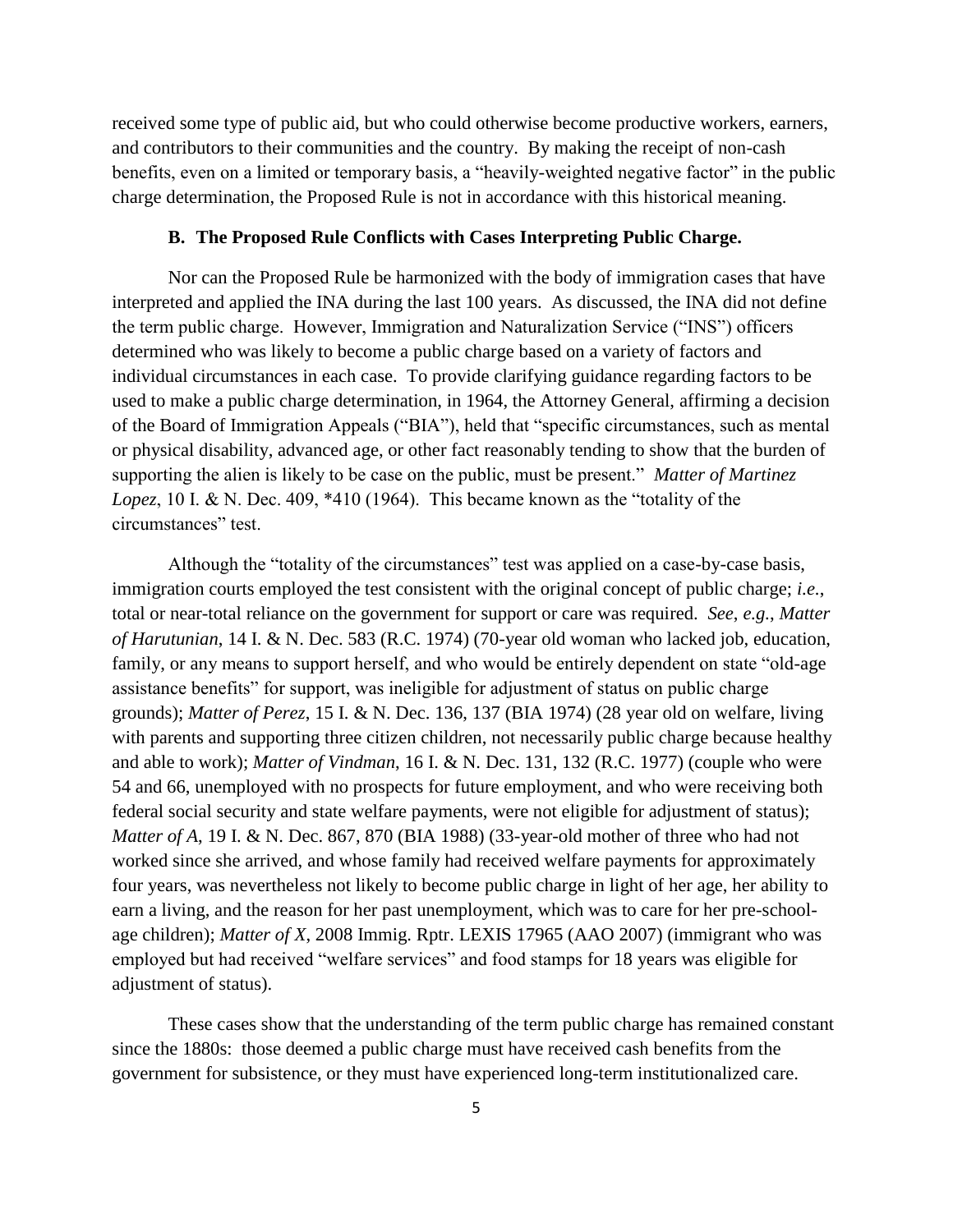received some type of public aid, but who could otherwise become productive workers, earners, and contributors to their communities and the country. By making the receipt of non-cash benefits, even on a limited or temporary basis, a "heavily-weighted negative factor" in the public charge determination, the Proposed Rule is not in accordance with this historical meaning.

### B. The Proposed Rule Conflicts with Cases Interpreting Public Charge.

Nor can the Proposed Rule be harmonized with the body of immigration cases that have interpreted and applied the INA during the last 100 years. As discussed, the INA did not define the term public charge. However, Immigration and Naturalization Service ("INS") officers determined who was likely to become a public charge based on a variety of factors and individual circumstances in each case. To provide clarifying guidance regarding factors to be used to make a public charge determination, in 1964, the Attorney General, affirming a decision of the Board of Immigration Appeals ("BIA"), held that "specific circumstances, such as mental or physical disability, advanced age, or other fact reasonably tending to show that the burden of supporting the alien is likely to be case on the public, must be present." *Matter of Martinez Lopez*, 10 I. & N. Dec. 409, *410 (1964). This became known as the "totality of the circumstances" test.

Although the "totality of the circumstances" test was applied on a case-by-case basis, immigration courts employed the test consistent with the original concept of public charge; *i.e.*, total or near-total reliance on the government for support or care was required. *See, e.g.*, *Matter of Harutunian*, 14 I. & N. Dec. 583 (R.C. 1974) (70-year old woman who lacked job, education, family, or any means to support herself, and who would be entirely dependent on state "old-age assistance benefits" for support, was ineligible for adjustment of status on public charge grounds); *Matter of Perez*, 15 I. & N. Dec. 136, 137 (BIA 1974) (28 year old on welfare, living with parents and supporting three citizen children, not necessarily public charge because healthy and able to work); *Matter of Vindman*, 16 I. & N. Dec. 131, 132 (R.C. 1977) (couple who were 54 and 66, unemployed with no prospects for future employment, and who were receiving both federal social security and state welfare payments, were not eligible for adjustment of status); *Matter of A*, 19 I. & N. Dec. 867, 870 (BIA 1988) (33-year-old mother of three who had not worked since she arrived, and whose family had received welfare payments for approximately four years, was nevertheless not likely to become public charge in light of her age, her ability to earn a living, and the reason for her past unemployment, which was to care for her pre-school-age children); *Matter of X*, 2008 Immig. Rptr. LEXIS 17965 (AAO 2007) (immigrant who was employed but had received "welfare services" and food stamps for 18 years was eligible for adjustment of status).

These cases show that the understanding of the term public charge has remained constant since the 1880s: those deemed a public charge must have received cash benefits from the government for subsistence, or they must have experienced long-term institutionalized care.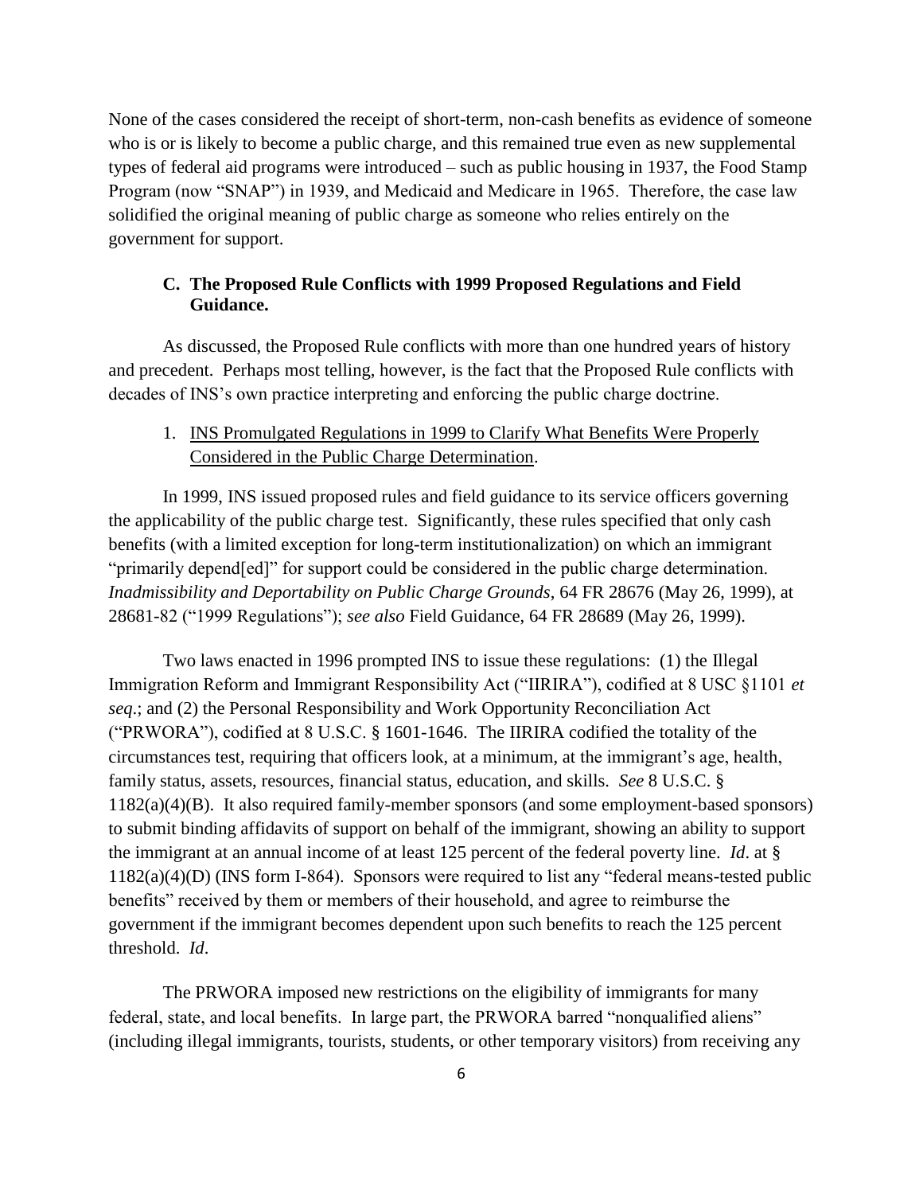None of the cases considered the receipt of short-term, non-cash benefits as evidence of someone who is or is likely to become a public charge, and this remained true even as new supplemental types of federal aid programs were introduced – such as public housing in 1937, the Food Stamp Program (now "SNAP") in 1939, and Medicaid and Medicare in 1965. Therefore, the case law solidified the original meaning of public charge as someone who relies entirely on the government for support.

### C. The Proposed Rule Conflicts with 1999 Proposed Regulations and Field Guidance.

As discussed, the Proposed Rule conflicts with more than one hundred years of history and precedent. Perhaps most telling, however, is the fact that the Proposed Rule conflicts with decades of INS's own practice interpreting and enforcing the public charge doctrine.

1. <u>INS Promulgated Regulations in 1999 to Clarify What Benefits Were Properly Considered in the Public Charge Determination</u>.

In 1999, INS issued proposed rules and field guidance to its service officers governing the applicability of the public charge test. Significantly, these rules specified that only cash benefits (with a limited exception for long-term institutionalization) on which an immigrant "primarily depend[ed]" for support could be considered in the public charge determination. *Inadmissibility and Deportability on Public Charge Grounds*, 64 FR 28676 (May 26, 1999), at 28681-82 ("1999 Regulations"); *see also* Field Guidance, 64 FR 28689 (May 26, 1999).

Two laws enacted in 1996 prompted INS to issue these regulations: (1) the Illegal Immigration Reform and Immigrant Responsibility Act ("IIRIRA"), codified at 8 USC §1101 *et seq*.; and (2) the Personal Responsibility and Work Opportunity Reconciliation Act ("PRWORA"), codified at 8 U.S.C. § 1601-1646. The IIRIRA codified the totality of the circumstances test, requiring that officers look, at a minimum, at the immigrant's age, health, family status, assets, resources, financial status, education, and skills. *See* 8 U.S.C. § 1182(a)(4)(B). It also required family-member sponsors (and some employment-based sponsors) to submit binding affidavits of support on behalf of the immigrant, showing an ability to support the immigrant at an annual income of at least 125 percent of the federal poverty line. *Id*. at § 1182(a)(4)(D) (INS form I-864). Sponsors were required to list any "federal means-tested public benefits" received by them or members of their household, and agree to reimburse the government if the immigrant becomes dependent upon such benefits to reach the 125 percent threshold. *Id*.

The PRWORA imposed new restrictions on the eligibility of immigrants for many federal, state, and local benefits. In large part, the PRWORA barred "nonqualified aliens" (including illegal immigrants, tourists, students, or other temporary visitors) from receiving any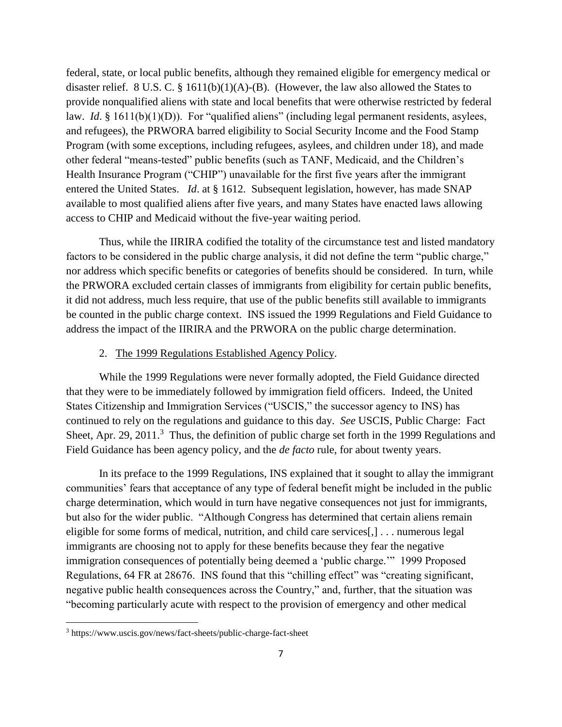federal, state, or local public benefits, although they remained eligible for emergency medical or disaster relief. 8 U.S. C. § 1611(b)(1)(A)-(B). (However, the law also allowed the States to provide nonqualified aliens with state and local benefits that were otherwise restricted by federal law. *Id*. § 1611(b)(1)(D)). For "qualified aliens" (including legal permanent residents, asylees, and refugees), the PRWORA barred eligibility to Social Security Income and the Food Stamp Program (with some exceptions, including refugees, asylees, and children under 18), and made other federal "means-tested" public benefits (such as TANF, Medicaid, and the Children's Health Insurance Program ("CHIP") unavailable for the first five years after the immigrant entered the United States. *Id*. at § 1612. Subsequent legislation, however, has made SNAP available to most qualified aliens after five years, and many States have enacted laws allowing access to CHIP and Medicaid without the five-year waiting period.

Thus, while the IIRIRA codified the totality of the circumstance test and listed mandatory factors to be considered in the public charge analysis, it did not define the term "public charge," nor address which specific benefits or categories of benefits should be considered. In turn, while the PRWORA excluded certain classes of immigrants from eligibility for certain public benefits, it did not address, much less require, that use of the public benefits still available to immigrants be counted in the public charge context. INS issued the 1999 Regulations and Field Guidance to address the impact of the IIRIRA and the PRWORA on the public charge determination.

2. <u>The 1999 Regulations Established Agency Policy</u>.

While the 1999 Regulations were never formally adopted, the Field Guidance directed that they were to be immediately followed by immigration field officers. Indeed, the United States Citizenship and Immigration Services ("USCIS," the successor agency to INS) has continued to rely on the regulations and guidance to this day. *See* USCIS, Public Charge: Fact Sheet, Apr. 29, 2011.[3] Thus, the definition of public charge set forth in the 1999 Regulations and Field Guidance has been agency policy, and the *de facto* rule, for about twenty years.

In its preface to the 1999 Regulations, INS explained that it sought to allay the immigrant communities' fears that acceptance of any type of federal benefit might be included in the public charge determination, which would in turn have negative consequences not just for immigrants, but also for the wider public. "Although Congress has determined that certain aliens remain eligible for some forms of medical, nutrition, and child care services[,] . . . numerous legal immigrants are choosing not to apply for these benefits because they fear the negative immigration consequences of potentially being deemed a 'public charge.'" 1999 Proposed Regulations, 64 FR at 28676. INS found that this "chilling effect" was "creating significant, negative public health consequences across the Country," and, further, that the situation was "becoming particularly acute with respect to the provision of emergency and other medical

[3] https://www.uscis.gov/news/fact-sheets/public-charge-fact-sheet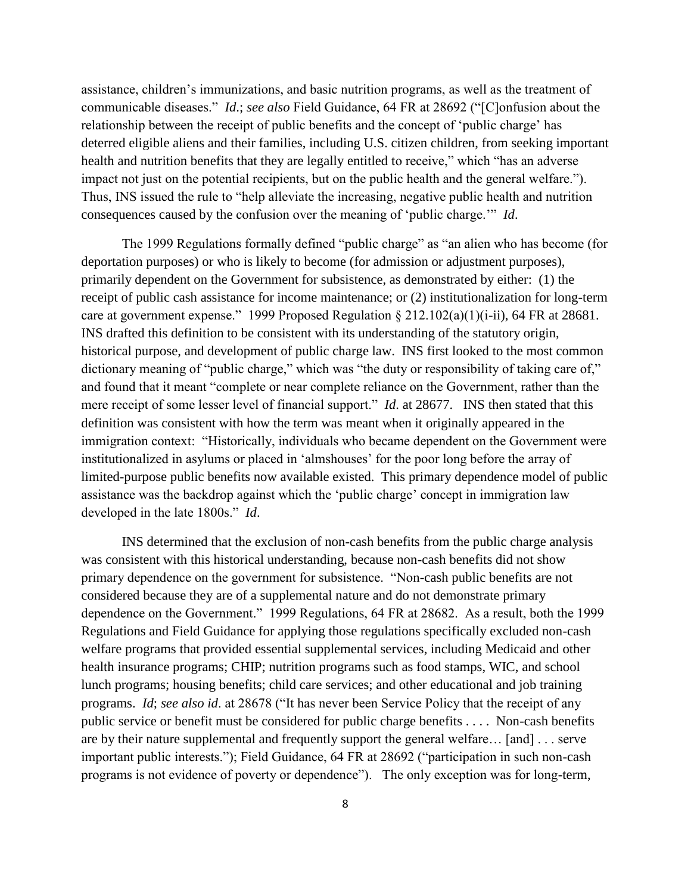assistance, children's immunizations, and basic nutrition programs, as well as the treatment of communicable diseases." *Id*.; *see also* Field Guidance, 64 FR at 28692 ("[C]onfusion about the relationship between the receipt of public benefits and the concept of 'public charge' has deterred eligible aliens and their families, including U.S. citizen children, from seeking important health and nutrition benefits that they are legally entitled to receive," which "has an adverse impact not just on the potential recipients, but on the public health and the general welfare."). Thus, INS issued the rule to "help alleviate the increasing, negative public health and nutrition consequences caused by the confusion over the meaning of 'public charge.'" *Id*.

The 1999 Regulations formally defined "public charge" as "an alien who has become (for deportation purposes) or who is likely to become (for admission or adjustment purposes), primarily dependent on the Government for subsistence, as demonstrated by either: (1) the receipt of public cash assistance for income maintenance; or (2) institutionalization for long-term care at government expense." 1999 Proposed Regulation § 212.102(a)(1)(i-ii), 64 FR at 28681. INS drafted this definition to be consistent with its understanding of the statutory origin, historical purpose, and development of public charge law. INS first looked to the most common dictionary meaning of "public charge," which was "the duty or responsibility of taking care of," and found that it meant "complete or near complete reliance on the Government, rather than the mere receipt of some lesser level of financial support." *Id*. at 28677. INS then stated that this definition was consistent with how the term was meant when it originally appeared in the immigration context: "Historically, individuals who became dependent on the Government were institutionalized in asylums or placed in 'almshouses' for the poor long before the array of limited-purpose public benefits now available existed. This primary dependence model of public assistance was the backdrop against which the 'public charge' concept in immigration law developed in the late 1800s." *Id*.

INS determined that the exclusion of non-cash benefits from the public charge analysis was consistent with this historical understanding, because non-cash benefits did not show primary dependence on the government for subsistence. "Non-cash public benefits are not considered because they are of a supplemental nature and do not demonstrate primary dependence on the Government." 1999 Regulations, 64 FR at 28682. As a result, both the 1999 Regulations and Field Guidance for applying those regulations specifically excluded non-cash welfare programs that provided essential supplemental services, including Medicaid and other health insurance programs; CHIP; nutrition programs such as food stamps, WIC, and school lunch programs; housing benefits; child care services; and other educational and job training programs. *Id*; *see also id*. at 28678 ("It has never been Service Policy that the receipt of any public service or benefit must be considered for public charge benefits . . . . Non-cash benefits are by their nature supplemental and frequently support the general welfare… [and] . . . serve important public interests."); Field Guidance, 64 FR at 28692 ("participation in such non-cash programs is not evidence of poverty or dependence"). The only exception was for long-term,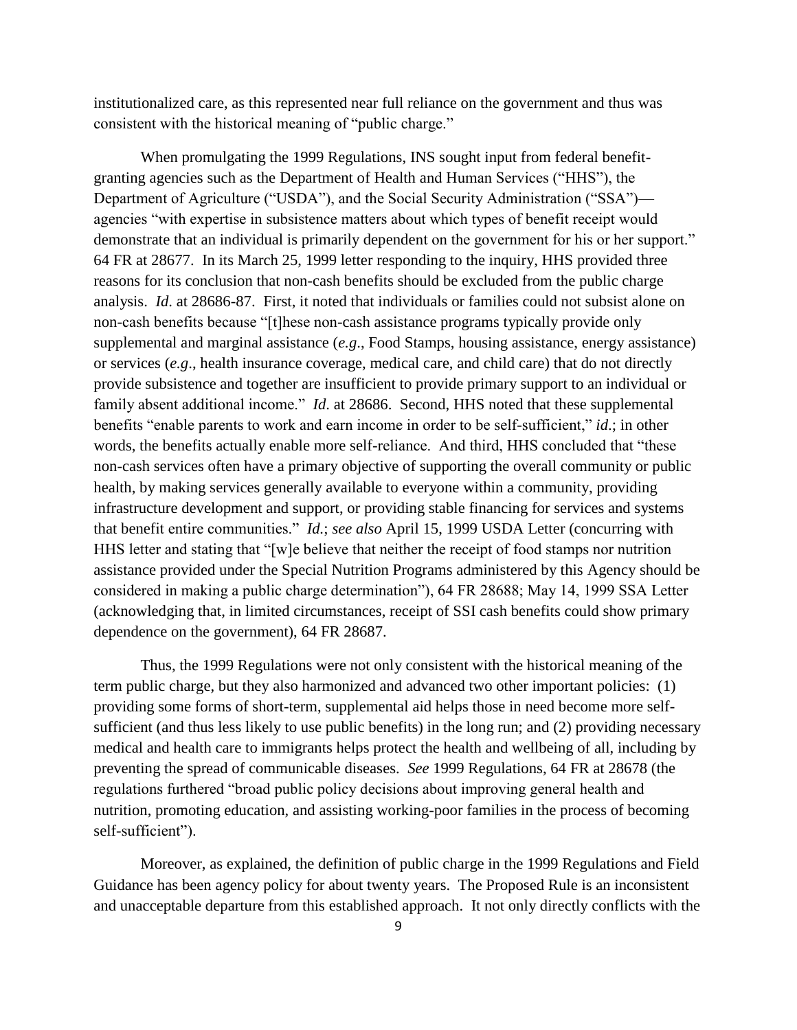institutionalized care, as this represented near full reliance on the government and thus was consistent with the historical meaning of "public charge."

When promulgating the 1999 Regulations, INS sought input from federal benefit-granting agencies such as the Department of Health and Human Services ("HHS"), the Department of Agriculture ("USDA"), and the Social Security Administration ("SSA")—agencies "with expertise in subsistence matters about which types of benefit receipt would demonstrate that an individual is primarily dependent on the government for his or her support." 64 FR at 28677. In its March 25, 1999 letter responding to the inquiry, HHS provided three reasons for its conclusion that non-cash benefits should be excluded from the public charge analysis. *Id*. at 28686-87. First, it noted that individuals or families could not subsist alone on non-cash benefits because "[t]hese non-cash assistance programs typically provide only supplemental and marginal assistance (*e.g*., Food Stamps, housing assistance, energy assistance) or services (*e.g*., health insurance coverage, medical care, and child care) that do not directly provide subsistence and together are insufficient to provide primary support to an individual or family absent additional income." *Id*. at 28686. Second, HHS noted that these supplemental benefits "enable parents to work and earn income in order to be self-sufficient," *id*.; in other words, the benefits actually enable more self-reliance. And third, HHS concluded that "these non-cash services often have a primary objective of supporting the overall community or public health, by making services generally available to everyone within a community, providing infrastructure development and support, or providing stable financing for services and systems that benefit entire communities." *Id*.; *see also* April 15, 1999 USDA Letter (concurring with HHS letter and stating that "[w]e believe that neither the receipt of food stamps nor nutrition assistance provided under the Special Nutrition Programs administered by this Agency should be considered in making a public charge determination"), 64 FR 28688; May 14, 1999 SSA Letter (acknowledging that, in limited circumstances, receipt of SSI cash benefits could show primary dependence on the government), 64 FR 28687.

Thus, the 1999 Regulations were not only consistent with the historical meaning of the term public charge, but they also harmonized and advanced two other important policies: (1) providing some forms of short-term, supplemental aid helps those in need become more self-sufficient (and thus less likely to use public benefits) in the long run; and (2) providing necessary medical and health care to immigrants helps protect the health and wellbeing of all, including by preventing the spread of communicable diseases. *See* 1999 Regulations, 64 FR at 28678 (the regulations furthered "broad public policy decisions about improving general health and nutrition, promoting education, and assisting working-poor families in the process of becoming self-sufficient").

Moreover, as explained, the definition of public charge in the 1999 Regulations and Field Guidance has been agency policy for about twenty years. The Proposed Rule is an inconsistent and unacceptable departure from this established approach. It not only directly conflicts with the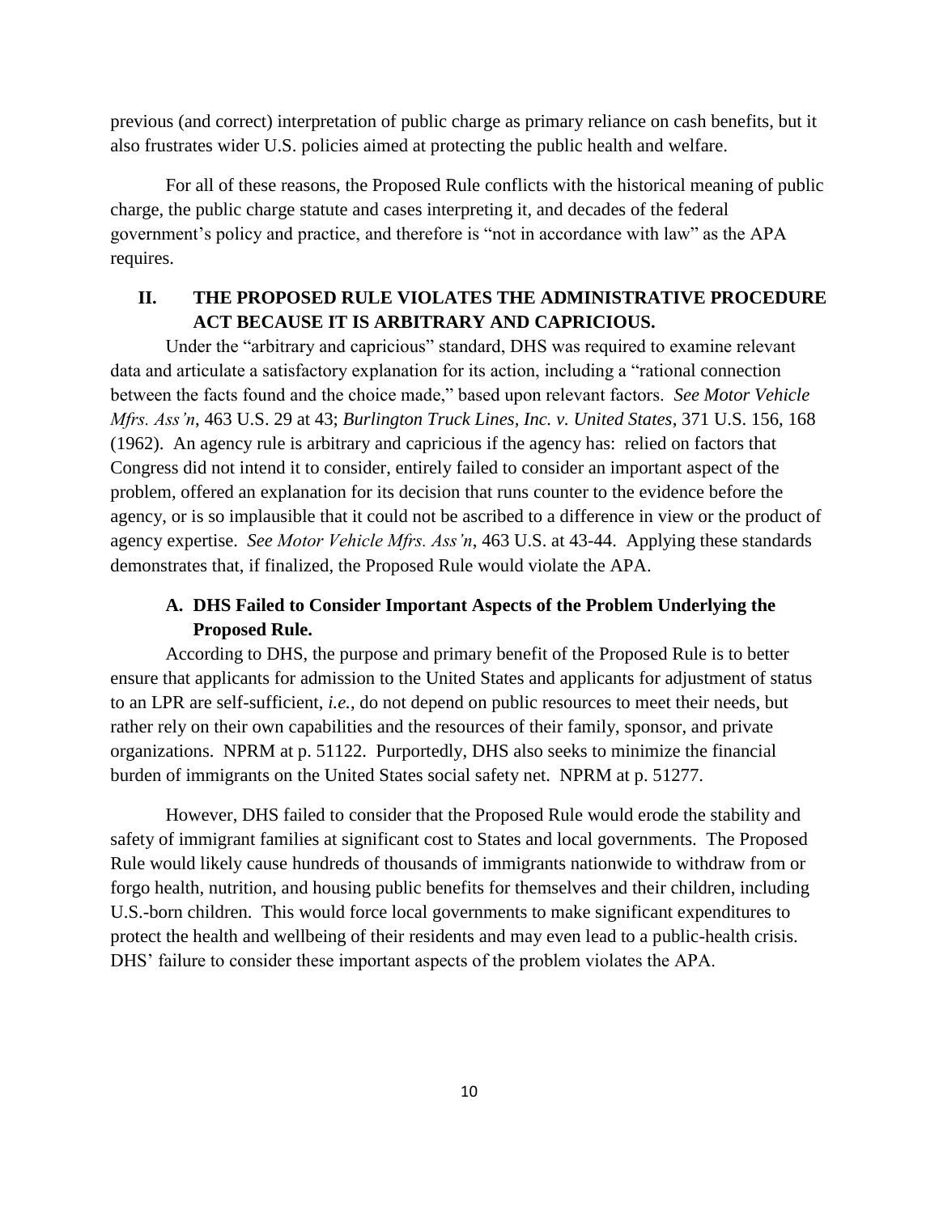previous (and correct) interpretation of public charge as primary reliance on cash benefits, but it also frustrates wider U.S. policies aimed at protecting the public health and welfare.

For all of these reasons, the Proposed Rule conflicts with the historical meaning of public charge, the public charge statute and cases interpreting it, and decades of the federal government's policy and practice, and therefore is "not in accordance with law" as the APA requires.

## II. THE PROPOSED RULE VIOLATES THE ADMINISTRATIVE PROCEDURE ACT BECAUSE IT IS ARBITRARY AND CAPRICIOUS.

Under the "arbitrary and capricious" standard, DHS was required to examine relevant data and articulate a satisfactory explanation for its action, including a "rational connection between the facts found and the choice made," based upon relevant factors. *See Motor Vehicle Mfrs. Ass'n*, 463 U.S. 29 at 43; *Burlington Truck Lines, Inc. v. United States*, 371 U.S. 156, 168 (1962). An agency rule is arbitrary and capricious if the agency has: relied on factors that Congress did not intend it to consider, entirely failed to consider an important aspect of the problem, offered an explanation for its decision that runs counter to the evidence before the agency, or is so implausible that it could not be ascribed to a difference in view or the product of agency expertise. *See Motor Vehicle Mfrs. Ass'n*, 463 U.S. at 43-44. Applying these standards demonstrates that, if finalized, the Proposed Rule would violate the APA.

### A. DHS Failed to Consider Important Aspects of the Problem Underlying the Proposed Rule.

According to DHS, the purpose and primary benefit of the Proposed Rule is to better ensure that applicants for admission to the United States and applicants for adjustment of status to an LPR are self-sufficient, *i.e.*, do not depend on public resources to meet their needs, but rather rely on their own capabilities and the resources of their family, sponsor, and private organizations. NPRM at p. 51122. Purportedly, DHS also seeks to minimize the financial burden of immigrants on the United States social safety net. NPRM at p. 51277.

However, DHS failed to consider that the Proposed Rule would erode the stability and safety of immigrant families at significant cost to States and local governments. The Proposed Rule would likely cause hundreds of thousands of immigrants nationwide to withdraw from or forgo health, nutrition, and housing public benefits for themselves and their children, including U.S.-born children. This would force local governments to make significant expenditures to protect the health and wellbeing of their residents and may even lead to a public-health crisis. DHS' failure to consider these important aspects of the problem violates the APA.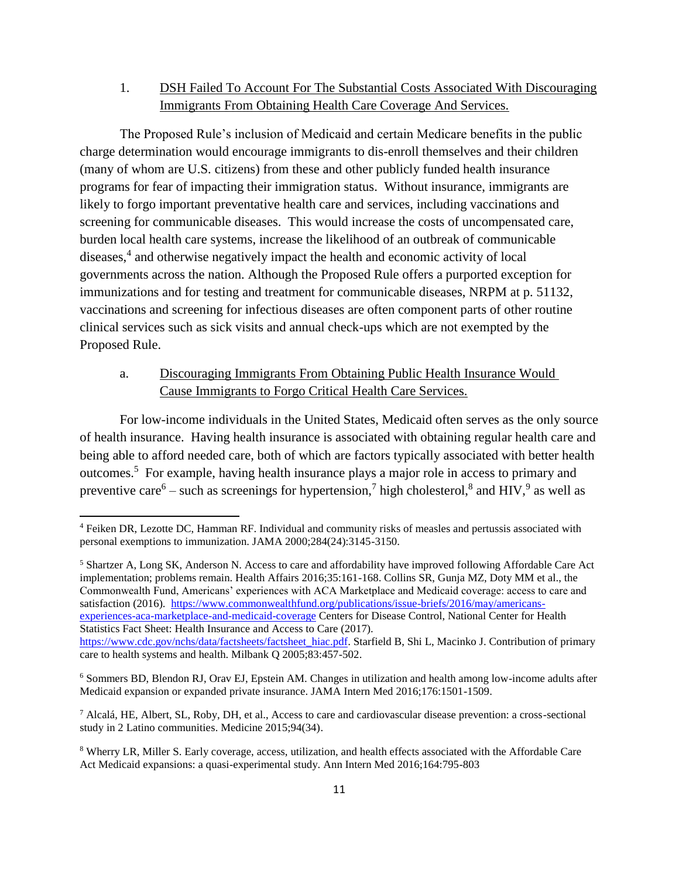### 1. DSH Failed To Account For The Substantial Costs Associated With Discouraging Immigrants From Obtaining Health Care Coverage And Services.

The Proposed Rule's inclusion of Medicaid and certain Medicare benefits in the public charge determination would encourage immigrants to dis-enroll themselves and their children (many of whom are U.S. citizens) from these and other publicly funded health insurance programs for fear of impacting their immigration status. Without insurance, immigrants are likely to forgo important preventative health care and services, including vaccinations and screening for communicable diseases. This would increase the costs of uncompensated care, burden local health care systems, increase the likelihood of an outbreak of communicable diseases,[4] and otherwise negatively impact the health and economic activity of local governments across the nation. Although the Proposed Rule offers a purported exception for immunizations and for testing and treatment for communicable diseases, NRPM at p. 51132, vaccinations and screening for infectious diseases are often component parts of other routine clinical services such as sick visits and annual check-ups which are not exempted by the Proposed Rule.

#### a. Discouraging Immigrants From Obtaining Public Health Insurance Would Cause Immigrants to Forgo Critical Health Care Services.

For low-income individuals in the United States, Medicaid often serves as the only source of health insurance. Having health insurance is associated with obtaining regular health care and being able to afford needed care, both of which are factors typically associated with better health outcomes.[5] For example, having health insurance plays a major role in access to primary and preventive care[6] – such as screenings for hypertension,[7] high cholesterol,[8] and HIV,[9] as well as

---

[4] Feiken DR, Lezotte DC, Hamman RF. Individual and community risks of measles and pertussis associated with personal exemptions to immunization. JAMA 2000;284(24):3145-3150.

[5] Shartzer A, Long SK, Anderson N. Access to care and affordability have improved following Affordable Care Act implementation; problems remain. Health Affairs 2016;35:161-168. Collins SR, Gunja MZ, Doty MM et al., the Commonwealth Fund, Americans' experiences with ACA Marketplace and Medicaid coverage: access to care and satisfaction (2016). https://www.commonwealthfund.org/publications/issue-briefs/2016/may/americans-experiences-aca-marketplace-and-medicaid-coverage Centers for Disease Control, National Center for Health Statistics Fact Sheet: Health Insurance and Access to Care (2017). https://www.cdc.gov/nchs/data/factsheets/factsheet_hiac.pdf. Starfield B, Shi L, Macinko J. Contribution of primary care to health systems and health. Milbank Q 2005;83:457-502.

[6] Sommers BD, Blendon RJ, Orav EJ, Epstein AM. Changes in utilization and health among low-income adults after Medicaid expansion or expanded private insurance. JAMA Intern Med 2016;176:1501-1509.

[7] Alcalá, HE, Albert, SL, Roby, DH, et al., Access to care and cardiovascular disease prevention: a cross-sectional study in 2 Latino communities. Medicine 2015;94(34).

[8] Wherry LR, Miller S. Early coverage, access, utilization, and health effects associated with the Affordable Care Act Medicaid expansions: a quasi-experimental study. Ann Intern Med 2016;164:795-803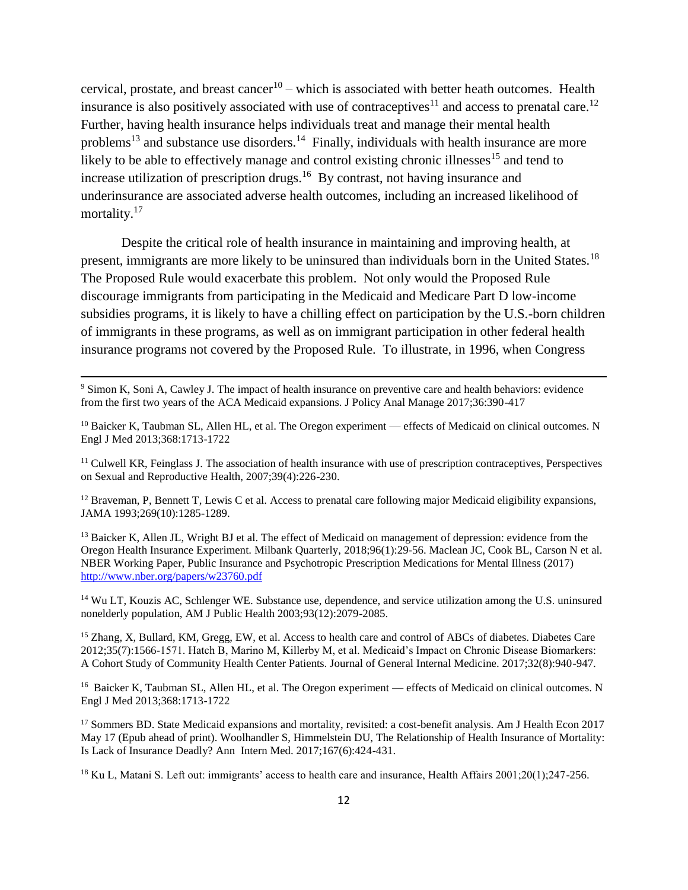cervical, prostate, and breast cancer[10] – which is associated with better heath outcomes. Health insurance is also positively associated with use of contraceptives[11] and access to prenatal care.[12] Further, having health insurance helps individuals treat and manage their mental health problems[13] and substance use disorders.[14] Finally, individuals with health insurance are more likely to be able to effectively manage and control existing chronic illnesses[15] and tend to increase utilization of prescription drugs.[16] By contrast, not having insurance and underinsurance are associated adverse health outcomes, including an increased likelihood of mortality.[17]

Despite the critical role of health insurance in maintaining and improving health, at present, immigrants are more likely to be uninsured than individuals born in the United States.[18] The Proposed Rule would exacerbate this problem. Not only would the Proposed Rule discourage immigrants from participating in the Medicaid and Medicare Part D low-income subsidies programs, it is likely to have a chilling effect on participation by the U.S.-born children of immigrants in these programs, as well as on immigrant participation in other federal health insurance programs not covered by the Proposed Rule. To illustrate, in 1996, when Congress

---

[9] Simon K, Soni A, Cawley J. The impact of health insurance on preventive care and health behaviors: evidence from the first two years of the ACA Medicaid expansions. J Policy Anal Manage 2017;36:390-417

[10] Baicker K, Taubman SL, Allen HL, et al. The Oregon experiment — effects of Medicaid on clinical outcomes. N Engl J Med 2013;368:1713-1722

[11] Culwell KR, Feinglass J. The association of health insurance with use of prescription contraceptives, Perspectives on Sexual and Reproductive Health, 2007;39(4):226-230.

[12] Braveman, P, Bennett T, Lewis C et al. Access to prenatal care following major Medicaid eligibility expansions, JAMA 1993;269(10):1285-1289.

[13] Baicker K, Allen JL, Wright BJ et al. The effect of Medicaid on management of depression: evidence from the Oregon Health Insurance Experiment. Milbank Quarterly, 2018;96(1):29-56. Maclean JC, Cook BL, Carson N et al. NBER Working Paper, Public Insurance and Psychotropic Prescription Medications for Mental Illness (2017) http://www.nber.org/papers/w23760.pdf

[14] Wu LT, Kouzis AC, Schlenger WE. Substance use, dependence, and service utilization among the U.S. uninsured nonelderly population, AM J Public Health 2003;93(12):2079-2085.

[15] Zhang, X, Bullard, KM, Gregg, EW, et al. Access to health care and control of ABCs of diabetes. Diabetes Care 2012;35(7):1566-1571. Hatch B, Marino M, Killerby M, et al. Medicaid's Impact on Chronic Disease Biomarkers: A Cohort Study of Community Health Center Patients. Journal of General Internal Medicine. 2017;32(8):940-947.

[16] Baicker K, Taubman SL, Allen HL, et al. The Oregon experiment — effects of Medicaid on clinical outcomes. N Engl J Med 2013;368:1713-1722

[17] Sommers BD. State Medicaid expansions and mortality, revisited: a cost-benefit analysis. Am J Health Econ 2017 May 17 (Epub ahead of print). Woolhandler S, Himmelstein DU, The Relationship of Health Insurance of Mortality: Is Lack of Insurance Deadly? Ann Intern Med. 2017;167(6):424-431.

[18] Ku L, Matani S. Left out: immigrants' access to health care and insurance, Health Affairs 2001;20(1);247-256.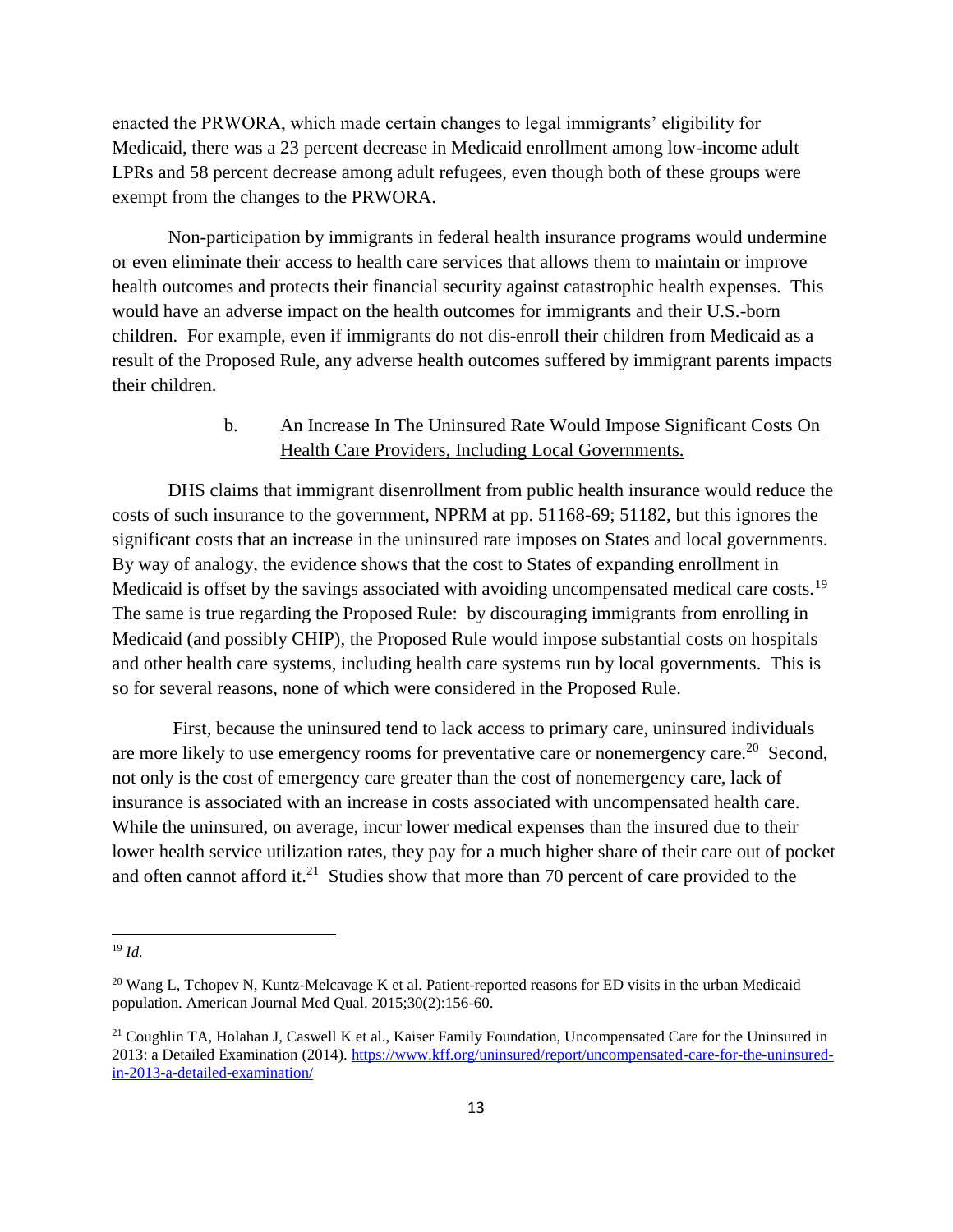enacted the PRWORA, which made certain changes to legal immigrants' eligibility for Medicaid, there was a 23 percent decrease in Medicaid enrollment among low-income adult LPRs and 58 percent decrease among adult refugees, even though both of these groups were exempt from the changes to the PRWORA.

Non-participation by immigrants in federal health insurance programs would undermine or even eliminate their access to health care services that allows them to maintain or improve health outcomes and protects their financial security against catastrophic health expenses. This would have an adverse impact on the health outcomes for immigrants and their U.S.-born children. For example, even if immigrants do not dis-enroll their children from Medicaid as a result of the Proposed Rule, any adverse health outcomes suffered by immigrant parents impacts their children.

b. <u>An Increase In The Uninsured Rate Would Impose Significant Costs On Health Care Providers, Including Local Governments.</u>

DHS claims that immigrant disenrollment from public health insurance would reduce the costs of such insurance to the government, NPRM at pp. 51168-69; 51182, but this ignores the significant costs that an increase in the uninsured rate imposes on States and local governments. By way of analogy, the evidence shows that the cost to States of expanding enrollment in Medicaid is offset by the savings associated with avoiding uncompensated medical care costs.[19] The same is true regarding the Proposed Rule: by discouraging immigrants from enrolling in Medicaid (and possibly CHIP), the Proposed Rule would impose substantial costs on hospitals and other health care systems, including health care systems run by local governments. This is so for several reasons, none of which were considered in the Proposed Rule.

First, because the uninsured tend to lack access to primary care, uninsured individuals are more likely to use emergency rooms for preventative care or nonemergency care.[20] Second, not only is the cost of emergency care greater than the cost of nonemergency care, lack of insurance is associated with an increase in costs associated with uncompensated health care. While the uninsured, on average, incur lower medical expenses than the insured due to their lower health service utilization rates, they pay for a much higher share of their care out of pocket and often cannot afford it.[21] Studies show that more than 70 percent of care provided to the

---

[19] *Id.*

[20] Wang L, Tchopev N, Kuntz-Melcavage K et al. Patient-reported reasons for ED visits in the urban Medicaid population. American Journal Med Qual. 2015;30(2):156-60.

[21] Coughlin TA, Holahan J, Caswell K et al., Kaiser Family Foundation, Uncompensated Care for the Uninsured in 2013: a Detailed Examination (2014). https://www.kff.org/uninsured/report/uncompensated-care-for-the-uninsured-in-2013-a-detailed-examination/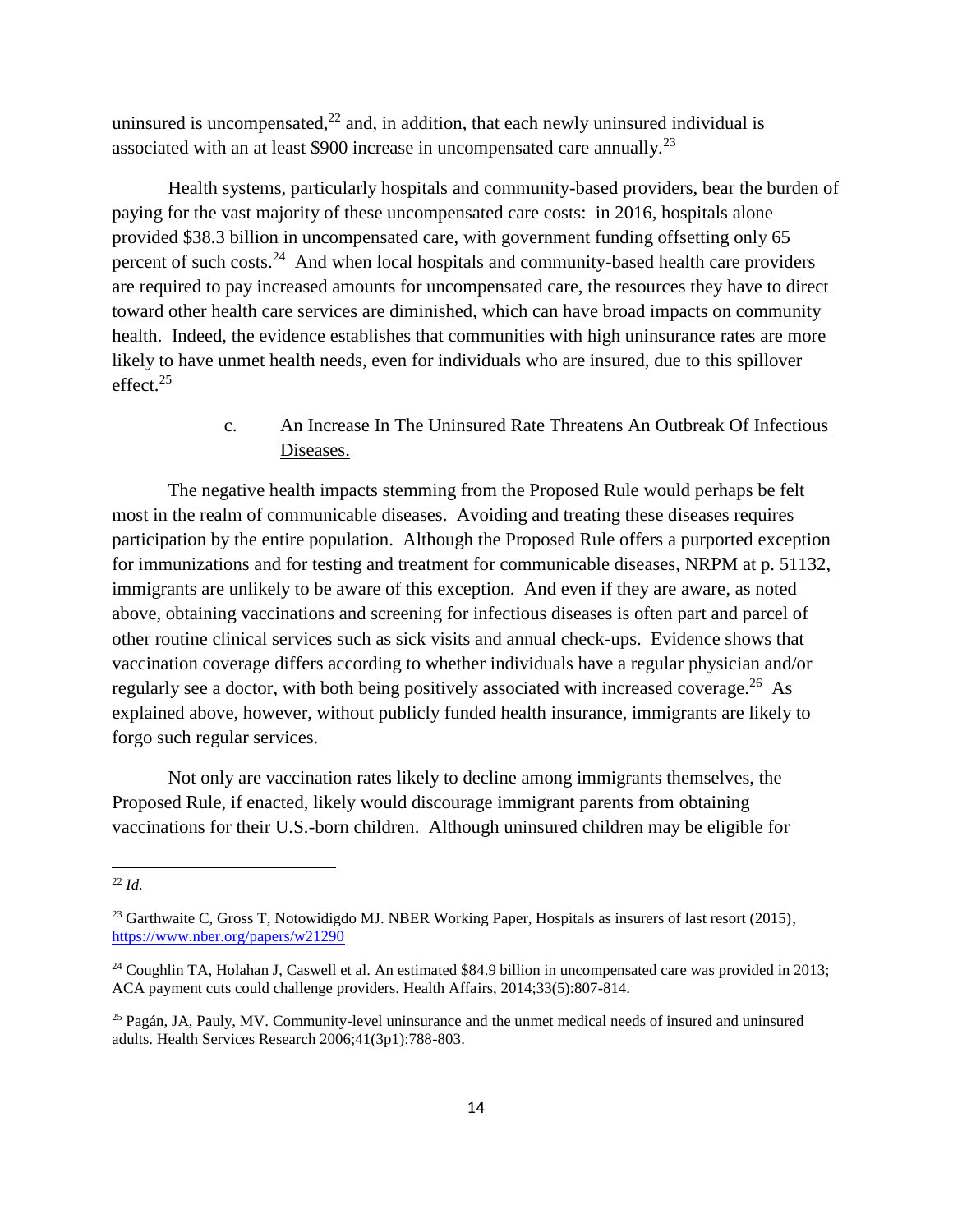uninsured is uncompensated,[22] and, in addition, that each newly uninsured individual is associated with an at least $900 increase in uncompensated care annually.[23]

Health systems, particularly hospitals and community-based providers, bear the burden of paying for the vast majority of these uncompensated care costs: in 2016, hospitals alone provided $38.3 billion in uncompensated care, with government funding offsetting only 65 percent of such costs.[24] And when local hospitals and community-based health care providers are required to pay increased amounts for uncompensated care, the resources they have to direct toward other health care services are diminished, which can have broad impacts on community health. Indeed, the evidence establishes that communities with high uninsurance rates are more likely to have unmet health needs, even for individuals who are insured, due to this spillover effect.[25]

#### c. An Increase In The Uninsured Rate Threatens An Outbreak Of Infectious Diseases.

The negative health impacts stemming from the Proposed Rule would perhaps be felt most in the realm of communicable diseases. Avoiding and treating these diseases requires participation by the entire population. Although the Proposed Rule offers a purported exception for immunizations and for testing and treatment for communicable diseases, NRPM at p. 51132, immigrants are unlikely to be aware of this exception. And even if they are aware, as noted above, obtaining vaccinations and screening for infectious diseases is often part and parcel of other routine clinical services such as sick visits and annual check-ups. Evidence shows that vaccination coverage differs according to whether individuals have a regular physician and/or regularly see a doctor, with both being positively associated with increased coverage.[26] As explained above, however, without publicly funded health insurance, immigrants are likely to forgo such regular services.

Not only are vaccination rates likely to decline among immigrants themselves, the Proposed Rule, if enacted, likely would discourage immigrant parents from obtaining vaccinations for their U.S.-born children. Although uninsured children may be eligible for

---

[22] *Id.*

[23] Garthwaite C, Gross T, Notowidigdo MJ. NBER Working Paper, Hospitals as insurers of last resort (2015), https://www.nber.org/papers/w21290

[24] Coughlin TA, Holahan J, Caswell et al. An estimated $84.9 billion in uncompensated care was provided in 2013; ACA payment cuts could challenge providers. Health Affairs, 2014;33(5):807-814.

[25] Pagán, JA, Pauly, MV. Community-level uninsurance and the unmet medical needs of insured and uninsured adults. Health Services Research 2006;41(3p1):788-803.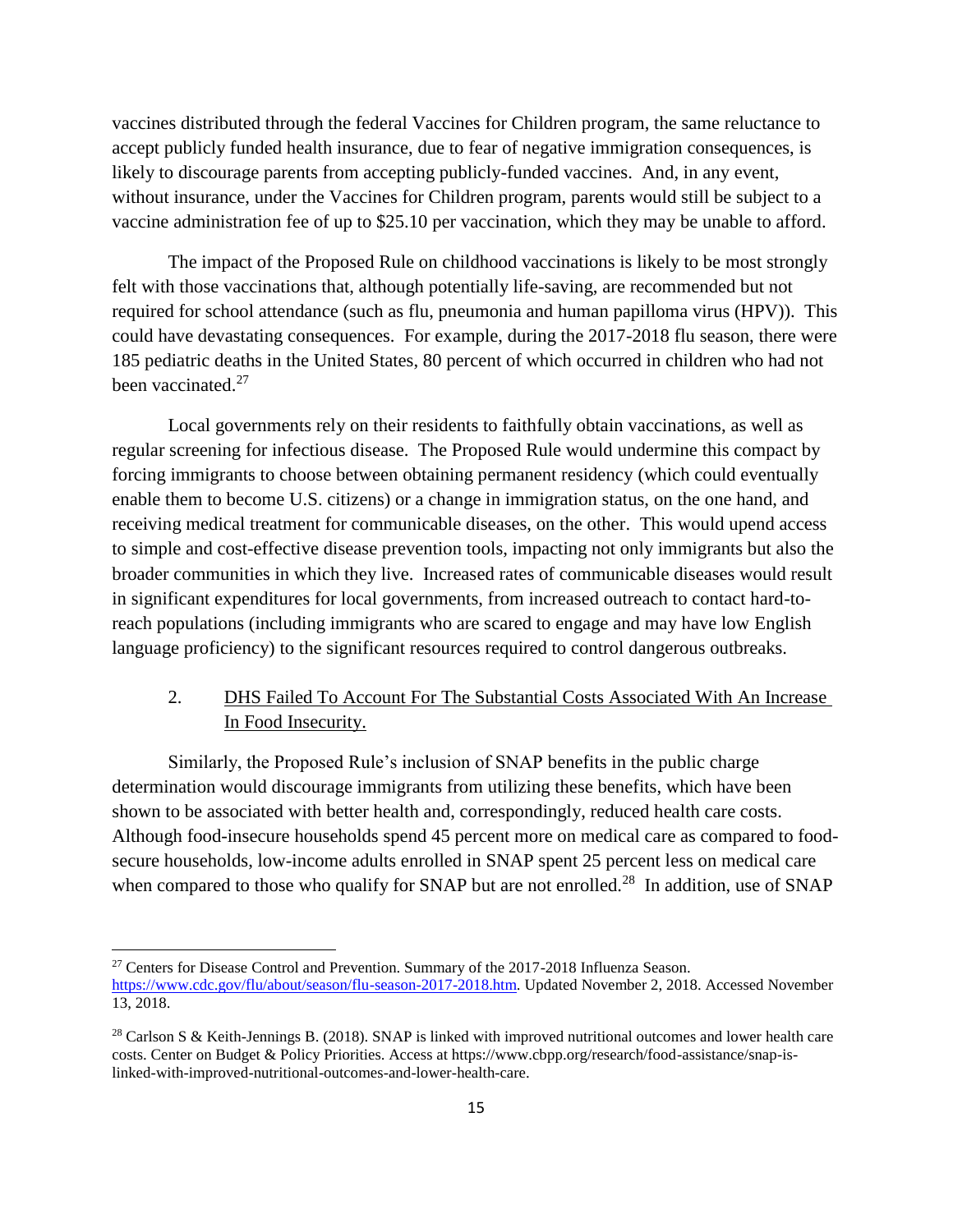vaccines distributed through the federal Vaccines for Children program, the same reluctance to accept publicly funded health insurance, due to fear of negative immigration consequences, is likely to discourage parents from accepting publicly-funded vaccines. And, in any event, without insurance, under the Vaccines for Children program, parents would still be subject to a vaccine administration fee of up to $25.10 per vaccination, which they may be unable to afford.

The impact of the Proposed Rule on childhood vaccinations is likely to be most strongly felt with those vaccinations that, although potentially life-saving, are recommended but not required for school attendance (such as flu, pneumonia and human papilloma virus (HPV)). This could have devastating consequences. For example, during the 2017-2018 flu season, there were 185 pediatric deaths in the United States, 80 percent of which occurred in children who had not been vaccinated.[27]

Local governments rely on their residents to faithfully obtain vaccinations, as well as regular screening for infectious disease. The Proposed Rule would undermine this compact by forcing immigrants to choose between obtaining permanent residency (which could eventually enable them to become U.S. citizens) or a change in immigration status, on the one hand, and receiving medical treatment for communicable diseases, on the other. This would upend access to simple and cost-effective disease prevention tools, impacting not only immigrants but also the broader communities in which they live. Increased rates of communicable diseases would result in significant expenditures for local governments, from increased outreach to contact hard-to-reach populations (including immigrants who are scared to engage and may have low English language proficiency) to the significant resources required to control dangerous outbreaks.

2. <u>DHS Failed To Account For The Substantial Costs Associated With An Increase In Food Insecurity.</u>

Similarly, the Proposed Rule's inclusion of SNAP benefits in the public charge determination would discourage immigrants from utilizing these benefits, which have been shown to be associated with better health and, correspondingly, reduced health care costs. Although food-insecure households spend 45 percent more on medical care as compared to food-secure households, low-income adults enrolled in SNAP spent 25 percent less on medical care when compared to those who qualify for SNAP but are not enrolled.[28] In addition, use of SNAP

---

[27] Centers for Disease Control and Prevention. Summary of the 2017-2018 Influenza Season. https://www.cdc.gov/flu/about/season/flu-season-2017-2018.htm. Updated November 2, 2018. Accessed November 13, 2018.

[28] Carlson S & Keith-Jennings B. (2018). SNAP is linked with improved nutritional outcomes and lower health care costs. Center on Budget & Policy Priorities. Access at https://www.cbpp.org/research/food-assistance/snap-is-linked-with-improved-nutritional-outcomes-and-lower-health-care.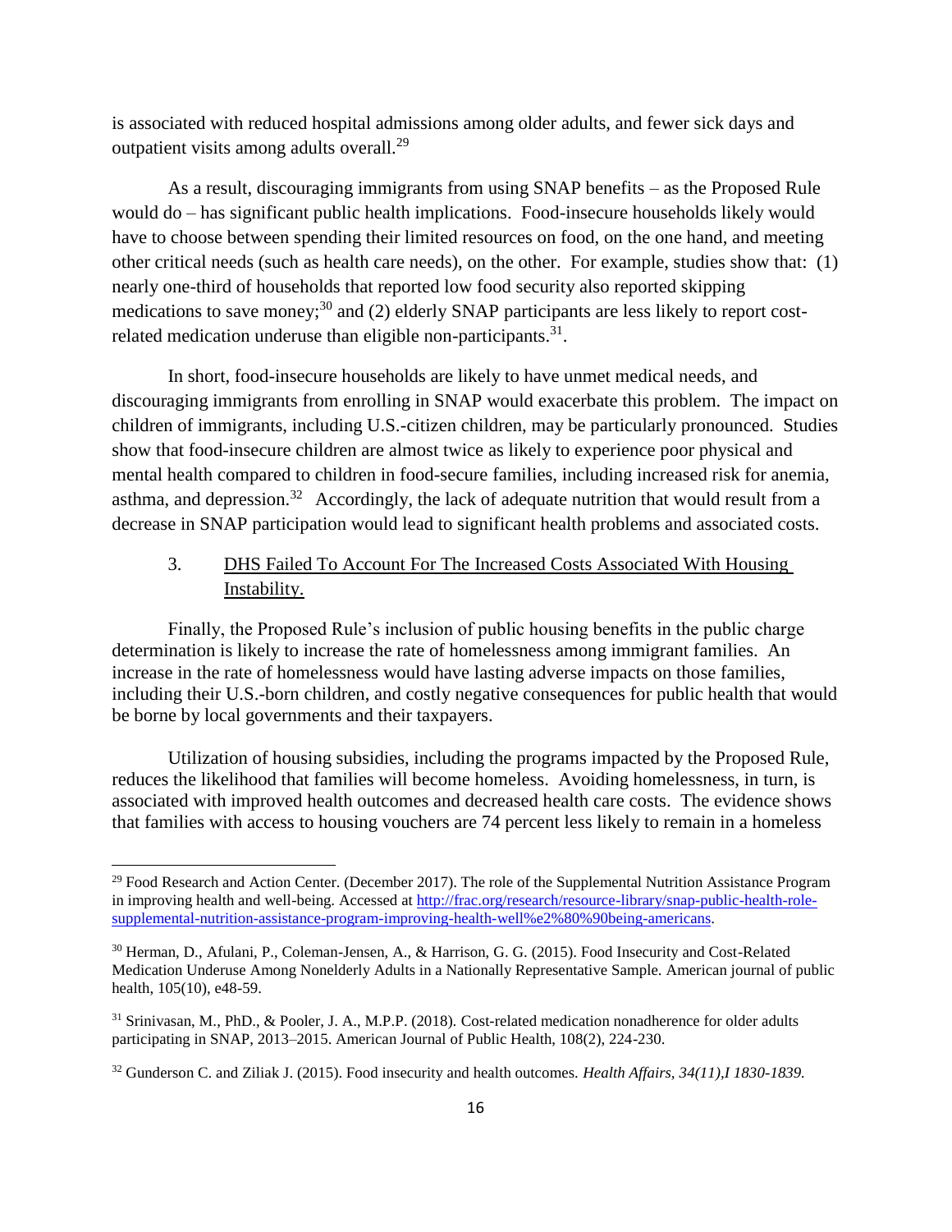is associated with reduced hospital admissions among older adults, and fewer sick days and outpatient visits among adults overall.[29]

As a result, discouraging immigrants from using SNAP benefits – as the Proposed Rule would do – has significant public health implications. Food-insecure households likely would have to choose between spending their limited resources on food, on the one hand, and meeting other critical needs (such as health care needs), on the other. For example, studies show that: (1) nearly one-third of households that reported low food security also reported skipping medications to save money;[30] and (2) elderly SNAP participants are less likely to report cost-related medication underuse than eligible non-participants.[31].

In short, food-insecure households are likely to have unmet medical needs, and discouraging immigrants from enrolling in SNAP would exacerbate this problem. The impact on children of immigrants, including U.S.-citizen children, may be particularly pronounced. Studies show that food-insecure children are almost twice as likely to experience poor physical and mental health compared to children in food-secure families, including increased risk for anemia, asthma, and depression.[32] Accordingly, the lack of adequate nutrition that would result from a decrease in SNAP participation would lead to significant health problems and associated costs.

3. DHS Failed To Account For The Increased Costs Associated With Housing Instability.

Finally, the Proposed Rule's inclusion of public housing benefits in the public charge determination is likely to increase the rate of homelessness among immigrant families. An increase in the rate of homelessness would have lasting adverse impacts on those families, including their U.S.-born children, and costly negative consequences for public health that would be borne by local governments and their taxpayers.

Utilization of housing subsidies, including the programs impacted by the Proposed Rule, reduces the likelihood that families will become homeless. Avoiding homelessness, in turn, is associated with improved health outcomes and decreased health care costs. The evidence shows that families with access to housing vouchers are 74 percent less likely to remain in a homeless

---

[29] Food Research and Action Center. (December 2017). The role of the Supplemental Nutrition Assistance Program in improving health and well-being. Accessed at http://frac.org/research/resource-library/snap-public-health-role-supplemental-nutrition-assistance-program-improving-health-well%e2%80%90being-americans.

[30] Herman, D., Afulani, P., Coleman-Jensen, A., & Harrison, G. G. (2015). Food Insecurity and Cost-Related Medication Underuse Among Nonelderly Adults in a Nationally Representative Sample. American journal of public health, 105(10), e48-59.

[31] Srinivasan, M., PhD., & Pooler, J. A., M.P.P. (2018). Cost-related medication nonadherence for older adults participating in SNAP, 2013–2015. American Journal of Public Health, 108(2), 224-230.

[32] Gunderson C. and Ziliak J. (2015). Food insecurity and health outcomes. *Health Affairs, 34(11),I 1830-1839.*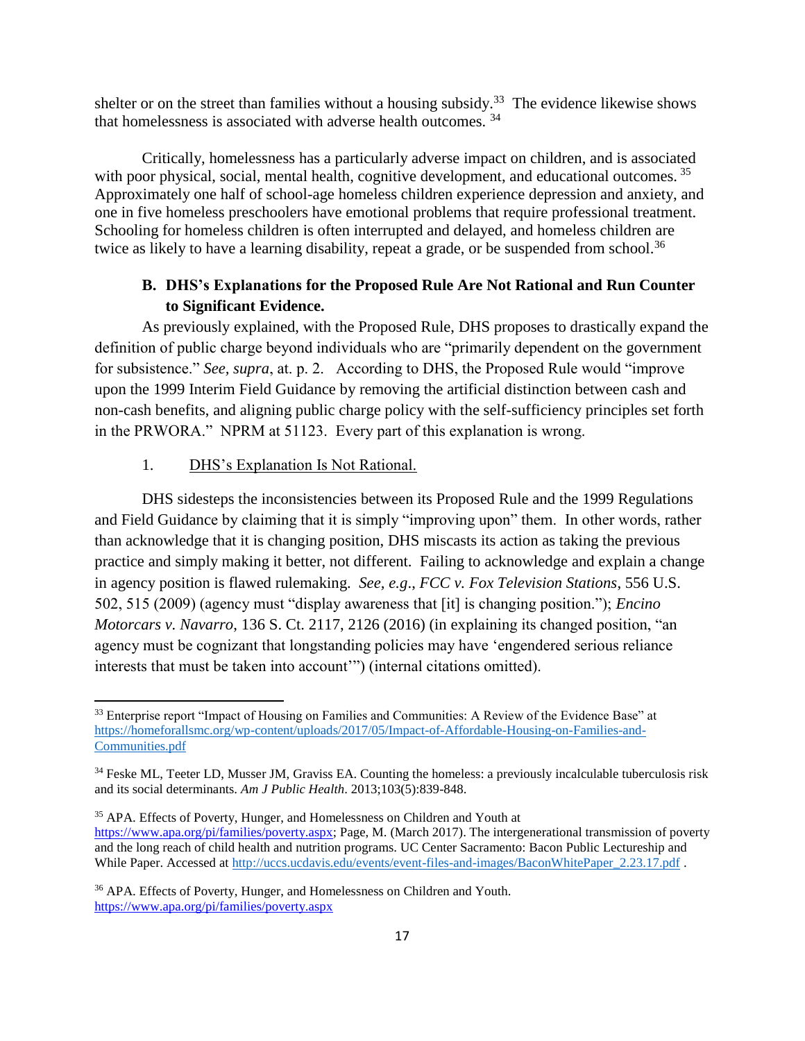shelter or on the street than families without a housing subsidy.[33] The evidence likewise shows that homelessness is associated with adverse health outcomes. [34]

Critically, homelessness has a particularly adverse impact on children, and is associated with poor physical, social, mental health, cognitive development, and educational outcomes. [35] Approximately one half of school-age homeless children experience depression and anxiety, and one in five homeless preschoolers have emotional problems that require professional treatment. Schooling for homeless children is often interrupted and delayed, and homeless children are twice as likely to have a learning disability, repeat a grade, or be suspended from school.[36]

### B. DHS's Explanations for the Proposed Rule Are Not Rational and Run Counter to Significant Evidence.

As previously explained, with the Proposed Rule, DHS proposes to drastically expand the definition of public charge beyond individuals who are "primarily dependent on the government for subsistence." *See, supra*, at. p. 2. According to DHS, the Proposed Rule would "improve upon the 1999 Interim Field Guidance by removing the artificial distinction between cash and non-cash benefits, and aligning public charge policy with the self-sufficiency principles set forth in the PRWORA." NPRM at 51123. Every part of this explanation is wrong.

1. <u>DHS's Explanation Is Not Rational.</u>

DHS sidesteps the inconsistencies between its Proposed Rule and the 1999 Regulations and Field Guidance by claiming that it is simply "improving upon" them. In other words, rather than acknowledge that it is changing position, DHS miscasts its action as taking the previous practice and simply making it better, not different. Failing to acknowledge and explain a change in agency position is flawed rulemaking. *See, e.g*., *FCC v. Fox Television Stations*, 556 U.S. 502, 515 (2009) (agency must "display awareness that [it] is changing position."); *Encino Motorcars v. Navarro*, 136 S. Ct. 2117, 2126 (2016) (in explaining its changed position, "an agency must be cognizant that longstanding policies may have 'engendered serious reliance interests that must be taken into account'") (internal citations omitted).

---

[33] Enterprise report "Impact of Housing on Families and Communities: A Review of the Evidence Base" at https://homeforallsmc.org/wp-content/uploads/2017/05/Impact-of-Affordable-Housing-on-Families-and-Communities.pdf

[34] Feske ML, Teeter LD, Musser JM, Graviss EA. Counting the homeless: a previously incalculable tuberculosis risk and its social determinants. *Am J Public Health*. 2013;103(5):839-848.

[35] APA. Effects of Poverty, Hunger, and Homelessness on Children and Youth at https://www.apa.org/pi/families/poverty.aspx; Page, M. (March 2017). The intergenerational transmission of poverty and the long reach of child health and nutrition programs. UC Center Sacramento: Bacon Public Lectureship and While Paper. Accessed at http://uccs.ucdavis.edu/events/event-files-and-images/BaconWhitePaper_2.23.17.pdf .

[36] APA. Effects of Poverty, Hunger, and Homelessness on Children and Youth. https://www.apa.org/pi/families/poverty.aspx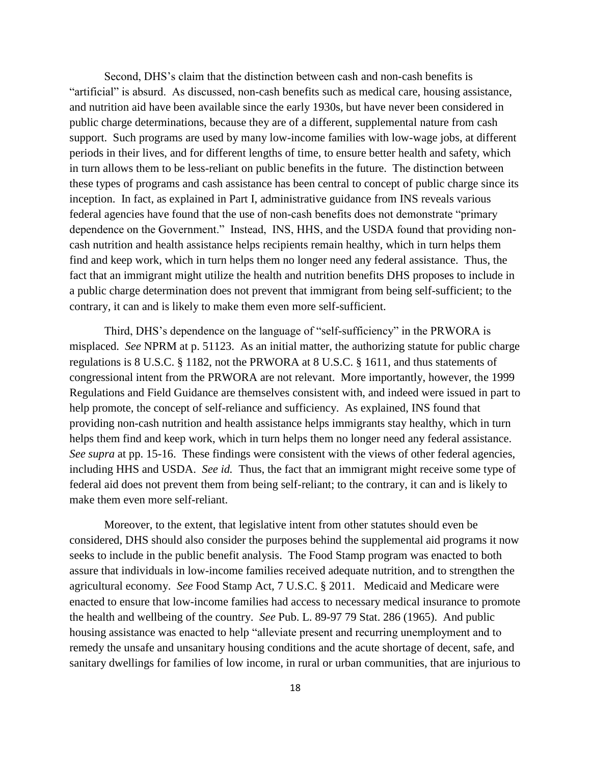Second, DHS's claim that the distinction between cash and non-cash benefits is "artificial" is absurd. As discussed, non-cash benefits such as medical care, housing assistance, and nutrition aid have been available since the early 1930s, but have never been considered in public charge determinations, because they are of a different, supplemental nature from cash support. Such programs are used by many low-income families with low-wage jobs, at different periods in their lives, and for different lengths of time, to ensure better health and safety, which in turn allows them to be less-reliant on public benefits in the future. The distinction between these types of programs and cash assistance has been central to concept of public charge since its inception. In fact, as explained in Part I, administrative guidance from INS reveals various federal agencies have found that the use of non-cash benefits does not demonstrate "primary dependence on the Government." Instead, INS, HHS, and the USDA found that providing non-cash nutrition and health assistance helps recipients remain healthy, which in turn helps them find and keep work, which in turn helps them no longer need any federal assistance. Thus, the fact that an immigrant might utilize the health and nutrition benefits DHS proposes to include in a public charge determination does not prevent that immigrant from being self-sufficient; to the contrary, it can and is likely to make them even more self-sufficient.

Third, DHS's dependence on the language of "self-sufficiency" in the PRWORA is misplaced. *See* NPRM at p. 51123. As an initial matter, the authorizing statute for public charge regulations is 8 U.S.C. § 1182, not the PRWORA at 8 U.S.C. § 1611, and thus statements of congressional intent from the PRWORA are not relevant. More importantly, however, the 1999 Regulations and Field Guidance are themselves consistent with, and indeed were issued in part to help promote, the concept of self-reliance and sufficiency. As explained, INS found that providing non-cash nutrition and health assistance helps immigrants stay healthy, which in turn helps them find and keep work, which in turn helps them no longer need any federal assistance. *See supra* at pp. 15-16. These findings were consistent with the views of other federal agencies, including HHS and USDA. *See id.* Thus, the fact that an immigrant might receive some type of federal aid does not prevent them from being self-reliant; to the contrary, it can and is likely to make them even more self-reliant.

Moreover, to the extent, that legislative intent from other statutes should even be considered, DHS should also consider the purposes behind the supplemental aid programs it now seeks to include in the public benefit analysis. The Food Stamp program was enacted to both assure that individuals in low-income families received adequate nutrition, and to strengthen the agricultural economy. *See* Food Stamp Act, 7 U.S.C. § 2011. Medicaid and Medicare were enacted to ensure that low-income families had access to necessary medical insurance to promote the health and wellbeing of the country. *See* Pub. L. 89-97 79 Stat. 286 (1965). And public housing assistance was enacted to help "alleviate present and recurring unemployment and to remedy the unsafe and unsanitary housing conditions and the acute shortage of decent, safe, and sanitary dwellings for families of low income, in rural or urban communities, that are injurious to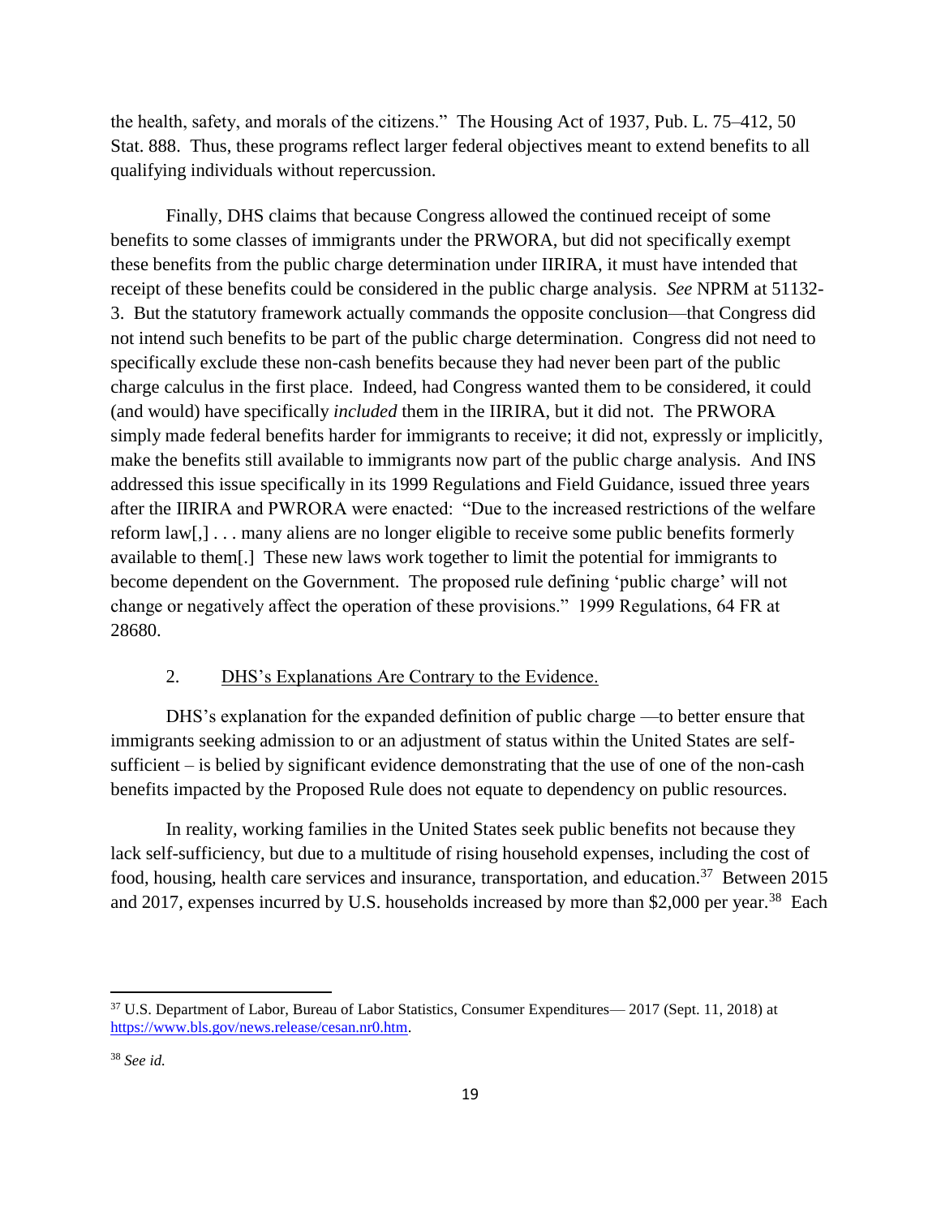the health, safety, and morals of the citizens." The Housing Act of 1937, Pub. L. 75–412, 50 Stat. 888. Thus, these programs reflect larger federal objectives meant to extend benefits to all qualifying individuals without repercussion.

Finally, DHS claims that because Congress allowed the continued receipt of some benefits to some classes of immigrants under the PRWORA, but did not specifically exempt these benefits from the public charge determination under IIRIRA, it must have intended that receipt of these benefits could be considered in the public charge analysis. *See* NPRM at 51132-3. But the statutory framework actually commands the opposite conclusion—that Congress did not intend such benefits to be part of the public charge determination. Congress did not need to specifically exclude these non-cash benefits because they had never been part of the public charge calculus in the first place. Indeed, had Congress wanted them to be considered, it could (and would) have specifically *included* them in the IIRIRA, but it did not. The PRWORA simply made federal benefits harder for immigrants to receive; it did not, expressly or implicitly, make the benefits still available to immigrants now part of the public charge analysis. And INS addressed this issue specifically in its 1999 Regulations and Field Guidance, issued three years after the IIRIRA and PWRORA were enacted: "Due to the increased restrictions of the welfare reform law[,] . . . many aliens are no longer eligible to receive some public benefits formerly available to them[.] These new laws work together to limit the potential for immigrants to become dependent on the Government. The proposed rule defining 'public charge' will not change or negatively affect the operation of these provisions." 1999 Regulations, 64 FR at 28680.

2. <u>DHS's Explanations Are Contrary to the Evidence.</u>

DHS's explanation for the expanded definition of public charge —to better ensure that immigrants seeking admission to or an adjustment of status within the United States are self-sufficient – is belied by significant evidence demonstrating that the use of one of the non-cash benefits impacted by the Proposed Rule does not equate to dependency on public resources.

In reality, working families in the United States seek public benefits not because they lack self-sufficiency, but due to a multitude of rising household expenses, including the cost of food, housing, health care services and insurance, transportation, and education.[37] Between 2015 and 2017, expenses incurred by U.S. households increased by more than $2,000 per year.[38] Each

---

[37] U.S. Department of Labor, Bureau of Labor Statistics, Consumer Expenditures— 2017 (Sept. 11, 2018) at https://www.bls.gov/news.release/cesan.nr0.htm.

[38] *See id.*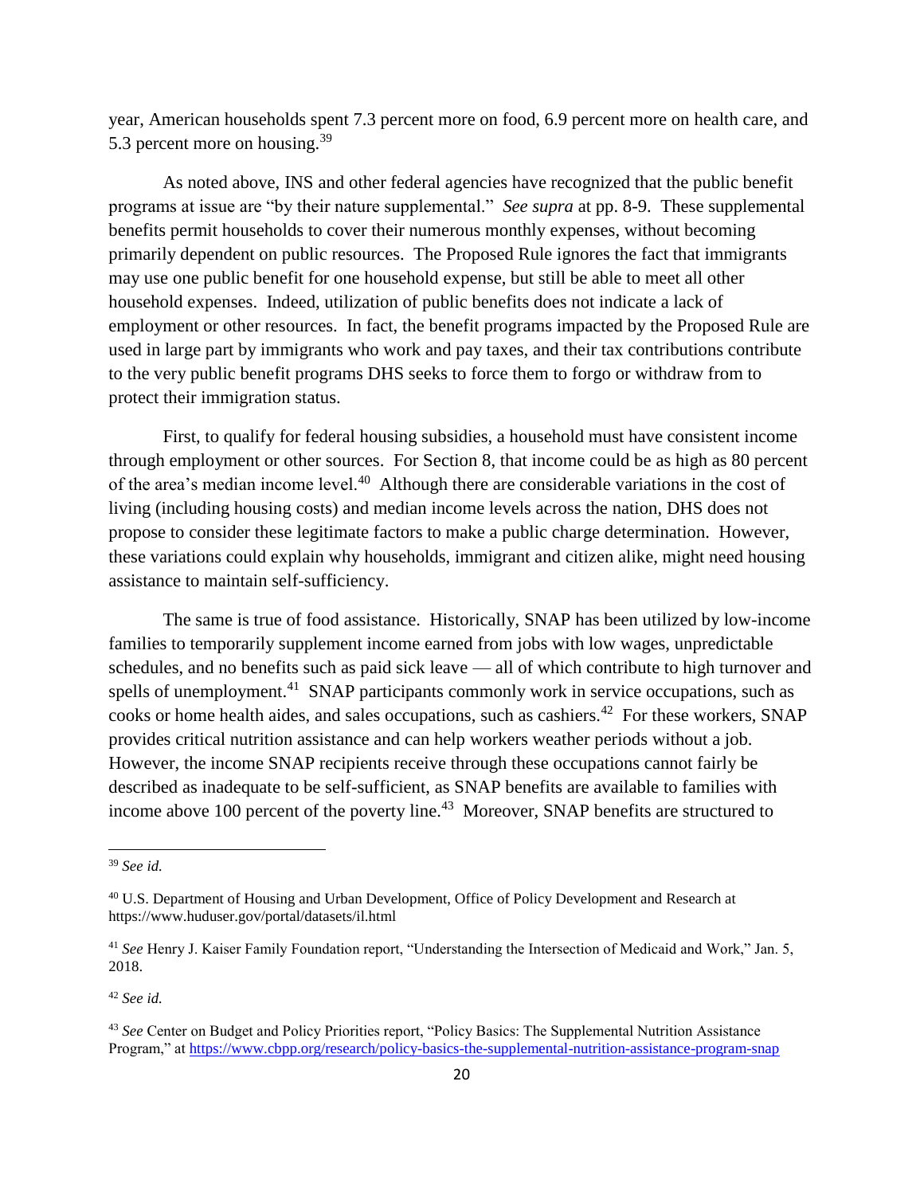year, American households spent 7.3 percent more on food, 6.9 percent more on health care, and 5.3 percent more on housing.[39]

As noted above, INS and other federal agencies have recognized that the public benefit programs at issue are "by their nature supplemental." *See supra* at pp. 8-9. These supplemental benefits permit households to cover their numerous monthly expenses, without becoming primarily dependent on public resources. The Proposed Rule ignores the fact that immigrants may use one public benefit for one household expense, but still be able to meet all other household expenses. Indeed, utilization of public benefits does not indicate a lack of employment or other resources. In fact, the benefit programs impacted by the Proposed Rule are used in large part by immigrants who work and pay taxes, and their tax contributions contribute to the very public benefit programs DHS seeks to force them to forgo or withdraw from to protect their immigration status.

First, to qualify for federal housing subsidies, a household must have consistent income through employment or other sources. For Section 8, that income could be as high as 80 percent of the area's median income level.[40] Although there are considerable variations in the cost of living (including housing costs) and median income levels across the nation, DHS does not propose to consider these legitimate factors to make a public charge determination. However, these variations could explain why households, immigrant and citizen alike, might need housing assistance to maintain self-sufficiency.

The same is true of food assistance. Historically, SNAP has been utilized by low-income families to temporarily supplement income earned from jobs with low wages, unpredictable schedules, and no benefits such as paid sick leave — all of which contribute to high turnover and spells of unemployment.[41] SNAP participants commonly work in service occupations, such as cooks or home health aides, and sales occupations, such as cashiers.[42] For these workers, SNAP provides critical nutrition assistance and can help workers weather periods without a job. However, the income SNAP recipients receive through these occupations cannot fairly be described as inadequate to be self-sufficient, as SNAP benefits are available to families with income above 100 percent of the poverty line.[43] Moreover, SNAP benefits are structured to

---

[39] *See id.*

[40] U.S. Department of Housing and Urban Development, Office of Policy Development and Research at https://www.huduser.gov/portal/datasets/il.html

[41] *See* Henry J. Kaiser Family Foundation report, "Understanding the Intersection of Medicaid and Work," Jan. 5, 2018.

[42] *See id.*

[43] *See* Center on Budget and Policy Priorities report, "Policy Basics: The Supplemental Nutrition Assistance Program," at https://www.cbpp.org/research/policy-basics-the-supplemental-nutrition-assistance-program-snap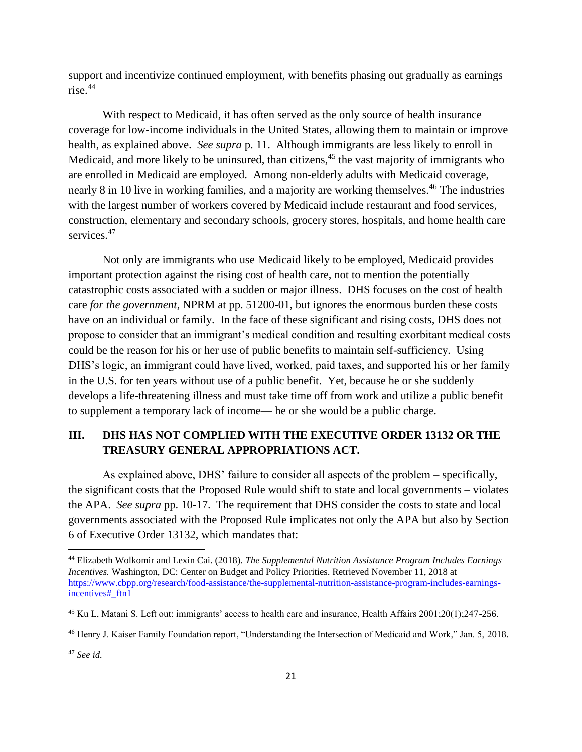support and incentivize continued employment, with benefits phasing out gradually as earnings rise.[44]

With respect to Medicaid, it has often served as the only source of health insurance coverage for low-income individuals in the United States, allowing them to maintain or improve health, as explained above. *See supra* p. 11. Although immigrants are less likely to enroll in Medicaid, and more likely to be uninsured, than citizens,[45] the vast majority of immigrants who are enrolled in Medicaid are employed. Among non-elderly adults with Medicaid coverage, nearly 8 in 10 live in working families, and a majority are working themselves.[46] The industries with the largest number of workers covered by Medicaid include restaurant and food services, construction, elementary and secondary schools, grocery stores, hospitals, and home health care services.[47]

Not only are immigrants who use Medicaid likely to be employed, Medicaid provides important protection against the rising cost of health care, not to mention the potentially catastrophic costs associated with a sudden or major illness. DHS focuses on the cost of health care *for the government*, NPRM at pp. 51200-01, but ignores the enormous burden these costs have on an individual or family. In the face of these significant and rising costs, DHS does not propose to consider that an immigrant's medical condition and resulting exorbitant medical costs could be the reason for his or her use of public benefits to maintain self-sufficiency. Using DHS's logic, an immigrant could have lived, worked, paid taxes, and supported his or her family in the U.S. for ten years without use of a public benefit. Yet, because he or she suddenly develops a life-threatening illness and must take time off from work and utilize a public benefit to supplement a temporary lack of income— he or she would be a public charge.

## III. DHS HAS NOT COMPLIED WITH THE EXECUTIVE ORDER 13132 OR THE TREASURY GENERAL APPROPRIATIONS ACT.

As explained above, DHS' failure to consider all aspects of the problem – specifically, the significant costs that the Proposed Rule would shift to state and local governments – violates the APA. *See supra* pp. 10-17. The requirement that DHS consider the costs to state and local governments associated with the Proposed Rule implicates not only the APA but also by Section 6 of Executive Order 13132, which mandates that:

---

[44] Elizabeth Wolkomir and Lexin Cai. (2018). *The Supplemental Nutrition Assistance Program Includes Earnings Incentives.* Washington, DC: Center on Budget and Policy Priorities. Retrieved November 11, 2018 at https://www.cbpp.org/research/food-assistance/the-supplemental-nutrition-assistance-program-includes-earnings-incentives#_ftn1

[45] Ku L, Matani S. Left out: immigrants' access to health care and insurance, Health Affairs 2001;20(1);247-256.

[46] Henry J. Kaiser Family Foundation report, "Understanding the Intersection of Medicaid and Work," Jan. 5, 2018.

[47] *See id.*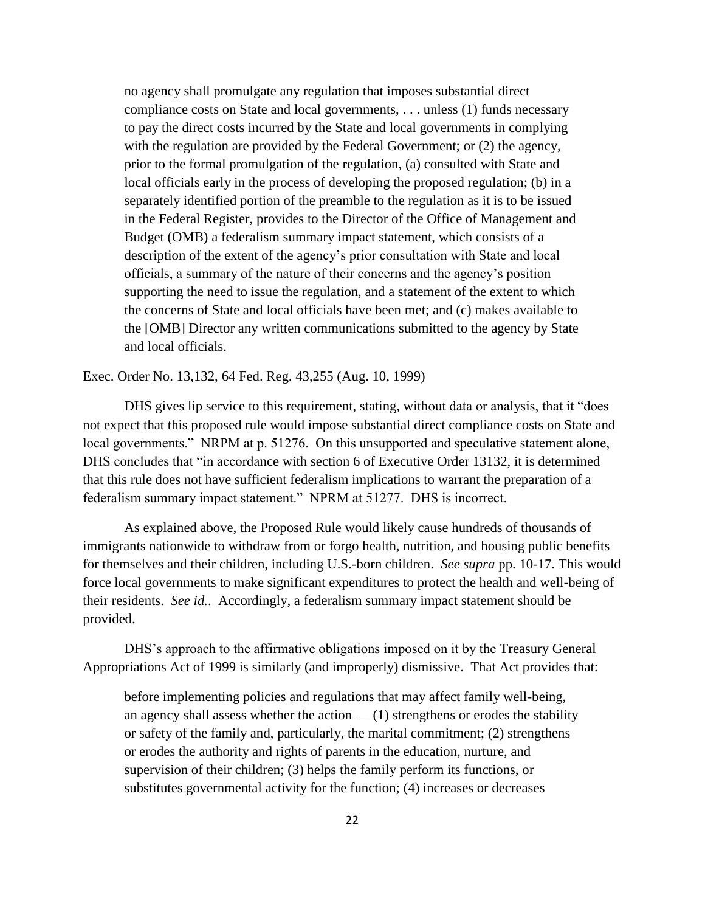> no agency shall promulgate any regulation that imposes substantial direct compliance costs on State and local governments, . . . unless (1) funds necessary to pay the direct costs incurred by the State and local governments in complying with the regulation are provided by the Federal Government; or (2) the agency, prior to the formal promulgation of the regulation, (a) consulted with State and local officials early in the process of developing the proposed regulation; (b) in a separately identified portion of the preamble to the regulation as it is to be issued in the Federal Register, provides to the Director of the Office of Management and Budget (OMB) a federalism summary impact statement, which consists of a description of the extent of the agency's prior consultation with State and local officials, a summary of the nature of their concerns and the agency's position supporting the need to issue the regulation, and a statement of the extent to which the concerns of State and local officials have been met; and (c) makes available to the [OMB] Director any written communications submitted to the agency by State and local officials.

Exec. Order No. 13,132, 64 Fed. Reg. 43,255 (Aug. 10, 1999)

DHS gives lip service to this requirement, stating, without data or analysis, that it "does not expect that this proposed rule would impose substantial direct compliance costs on State and local governments." NRPM at p. 51276. On this unsupported and speculative statement alone, DHS concludes that "in accordance with section 6 of Executive Order 13132, it is determined that this rule does not have sufficient federalism implications to warrant the preparation of a federalism summary impact statement." NPRM at 51277. DHS is incorrect.

As explained above, the Proposed Rule would likely cause hundreds of thousands of immigrants nationwide to withdraw from or forgo health, nutrition, and housing public benefits for themselves and their children, including U.S.-born children. *See supra* pp. 10-17. This would force local governments to make significant expenditures to protect the health and well-being of their residents. *See id.*. Accordingly, a federalism summary impact statement should be provided.

DHS's approach to the affirmative obligations imposed on it by the Treasury General Appropriations Act of 1999 is similarly (and improperly) dismissive. That Act provides that:

> before implementing policies and regulations that may affect family well-being, an agency shall assess whether the action — (1) strengthens or erodes the stability or safety of the family and, particularly, the marital commitment; (2) strengthens or erodes the authority and rights of parents in the education, nurture, and supervision of their children; (3) helps the family perform its functions, or substitutes governmental activity for the function; (4) increases or decreases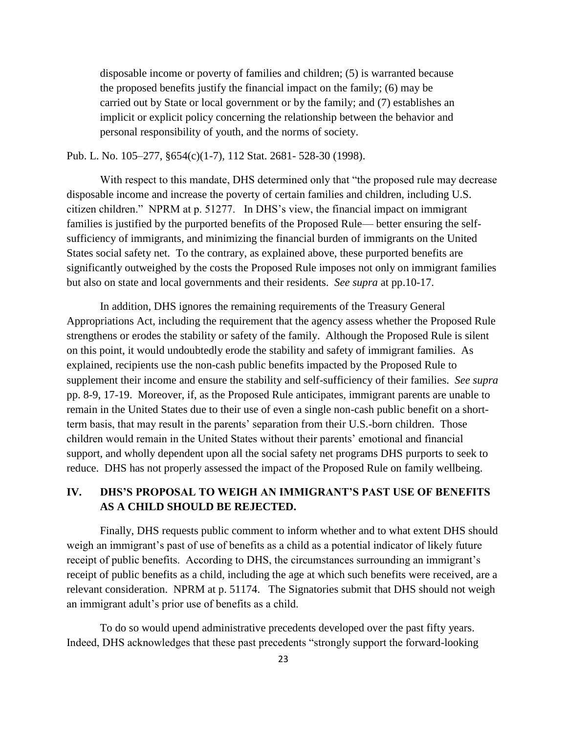disposable income or poverty of families and children; (5) is warranted because the proposed benefits justify the financial impact on the family; (6) may be carried out by State or local government or by the family; and (7) establishes an implicit or explicit policy concerning the relationship between the behavior and personal responsibility of youth, and the norms of society.

Pub. L. No. 105–277, §654(c)(1-7), 112 Stat. 2681- 528-30 (1998).

With respect to this mandate, DHS determined only that "the proposed rule may decrease disposable income and increase the poverty of certain families and children, including U.S. citizen children." NPRM at p. 51277. In DHS's view, the financial impact on immigrant families is justified by the purported benefits of the Proposed Rule— better ensuring the self-sufficiency of immigrants, and minimizing the financial burden of immigrants on the United States social safety net. To the contrary, as explained above, these purported benefits are significantly outweighed by the costs the Proposed Rule imposes not only on immigrant families but also on state and local governments and their residents. *See supra* at pp.10-17.

In addition, DHS ignores the remaining requirements of the Treasury General Appropriations Act, including the requirement that the agency assess whether the Proposed Rule strengthens or erodes the stability or safety of the family. Although the Proposed Rule is silent on this point, it would undoubtedly erode the stability and safety of immigrant families. As explained, recipients use the non-cash public benefits impacted by the Proposed Rule to supplement their income and ensure the stability and self-sufficiency of their families. *See supra* pp. 8-9, 17-19. Moreover, if, as the Proposed Rule anticipates, immigrant parents are unable to remain in the United States due to their use of even a single non-cash public benefit on a short-term basis, that may result in the parents' separation from their U.S.-born children. Those children would remain in the United States without their parents' emotional and financial support, and wholly dependent upon all the social safety net programs DHS purports to seek to reduce. DHS has not properly assessed the impact of the Proposed Rule on family wellbeing.

## IV. DHS'S PROPOSAL TO WEIGH AN IMMIGRANT'S PAST USE OF BENEFITS AS A CHILD SHOULD BE REJECTED.

Finally, DHS requests public comment to inform whether and to what extent DHS should weigh an immigrant's past of use of benefits as a child as a potential indicator of likely future receipt of public benefits. According to DHS, the circumstances surrounding an immigrant's receipt of public benefits as a child, including the age at which such benefits were received, are a relevant consideration. NPRM at p. 51174. The Signatories submit that DHS should not weigh an immigrant adult's prior use of benefits as a child.

To do so would upend administrative precedents developed over the past fifty years. Indeed, DHS acknowledges that these past precedents "strongly support the forward-looking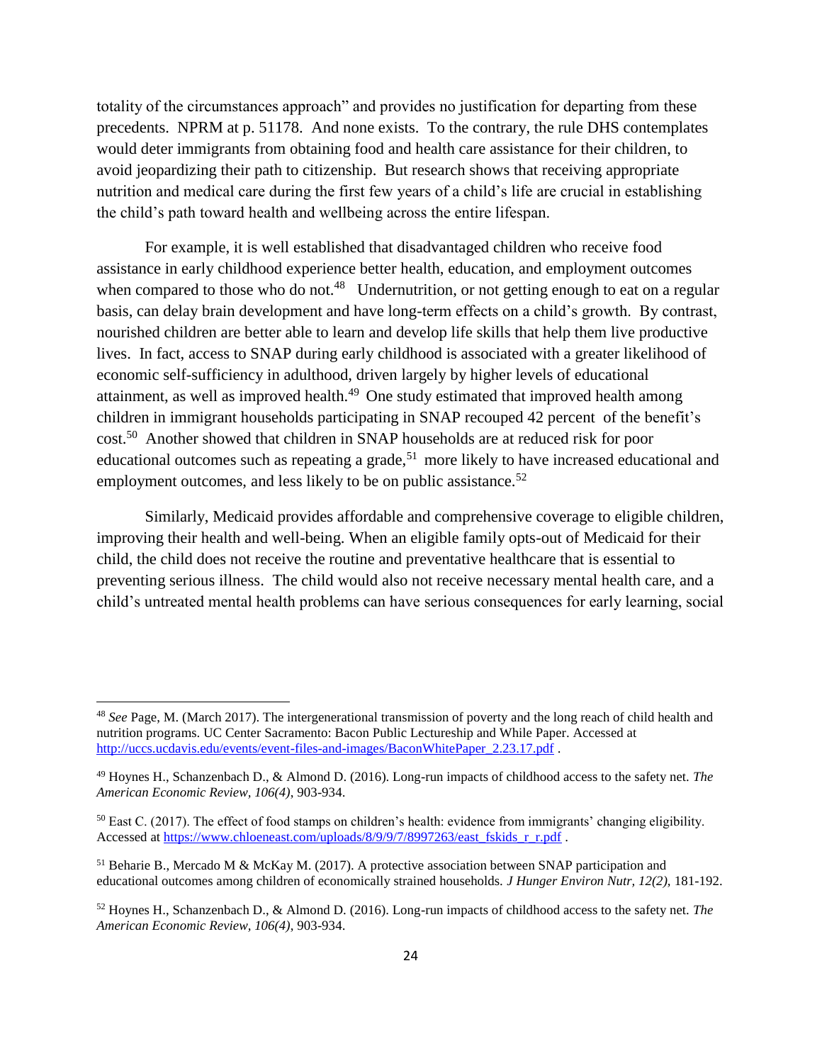totality of the circumstances approach" and provides no justification for departing from these precedents. NPRM at p. 51178. And none exists. To the contrary, the rule DHS contemplates would deter immigrants from obtaining food and health care assistance for their children, to avoid jeopardizing their path to citizenship. But research shows that receiving appropriate nutrition and medical care during the first few years of a child's life are crucial in establishing the child's path toward health and wellbeing across the entire lifespan.

For example, it is well established that disadvantaged children who receive food assistance in early childhood experience better health, education, and employment outcomes when compared to those who do not.[48] Undernutrition, or not getting enough to eat on a regular basis, can delay brain development and have long-term effects on a child's growth. By contrast, nourished children are better able to learn and develop life skills that help them live productive lives. In fact, access to SNAP during early childhood is associated with a greater likelihood of economic self-sufficiency in adulthood, driven largely by higher levels of educational attainment, as well as improved health.[49] One study estimated that improved health among children in immigrant households participating in SNAP recouped 42 percent of the benefit's cost.[50] Another showed that children in SNAP households are at reduced risk for poor educational outcomes such as repeating a grade,[51] more likely to have increased educational and employment outcomes, and less likely to be on public assistance.[52]

Similarly, Medicaid provides affordable and comprehensive coverage to eligible children, improving their health and well-being. When an eligible family opts-out of Medicaid for their child, the child does not receive the routine and preventative healthcare that is essential to preventing serious illness. The child would also not receive necessary mental health care, and a child's untreated mental health problems can have serious consequences for early learning, social

---

[48] *See* Page, M. (March 2017). The intergenerational transmission of poverty and the long reach of child health and nutrition programs. UC Center Sacramento: Bacon Public Lectureship and While Paper. Accessed at http://uccs.ucdavis.edu/events/event-files-and-images/BaconWhitePaper_2.23.17.pdf .

[49] Hoynes H., Schanzenbach D., & Almond D. (2016). Long-run impacts of childhood access to the safety net. *The American Economic Review, 106(4)*, 903-934.

[50] East C. (2017). The effect of food stamps on children's health: evidence from immigrants' changing eligibility. Accessed at https://www.chloeneast.com/uploads/8/9/9/7/8997263/east_fskids_r_r.pdf .

[51] Beharie B., Mercado M & McKay M. (2017). A protective association between SNAP participation and educational outcomes among children of economically strained households. *J Hunger Environ Nutr, 12(2),* 181-192.

[52] Hoynes H., Schanzenbach D., & Almond D. (2016). Long-run impacts of childhood access to the safety net. *The American Economic Review, 106(4)*, 903-934.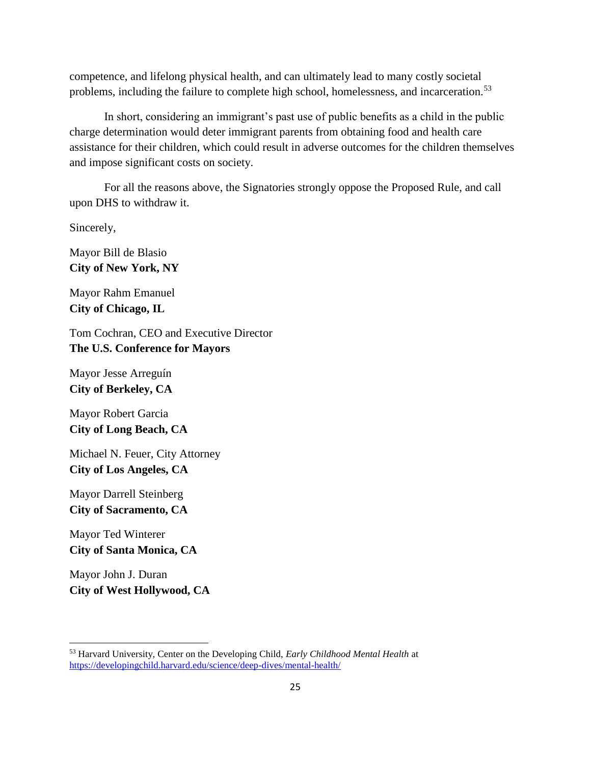competence, and lifelong physical health, and can ultimately lead to many costly societal problems, including the failure to complete high school, homelessness, and incarceration.[53]

In short, considering an immigrant's past use of public benefits as a child in the public charge determination would deter immigrant parents from obtaining food and health care assistance for their children, which could result in adverse outcomes for the children themselves and impose significant costs on society.

For all the reasons above, the Signatories strongly oppose the Proposed Rule, and call upon DHS to withdraw it.

Sincerely,

Mayor Bill de Blasio
**City of New York, NY**

Mayor Rahm Emanuel
**City of Chicago, IL**

Tom Cochran, CEO and Executive Director
**The U.S. Conference for Mayors**

Mayor Jesse Arreguín
**City of Berkeley, CA**

Mayor Robert Garcia
**City of Long Beach, CA**

Michael N. Feuer, City Attorney
**City of Los Angeles, CA**

Mayor Darrell Steinberg
**City of Sacramento, CA**

Mayor Ted Winterer
**City of Santa Monica, CA**

Mayor John J. Duran
**City of West Hollywood, CA**

---

[53] Harvard University, Center on the Developing Child, *Early Childhood Mental Health* at https://developingchild.harvard.edu/science/deep-dives/mental-health/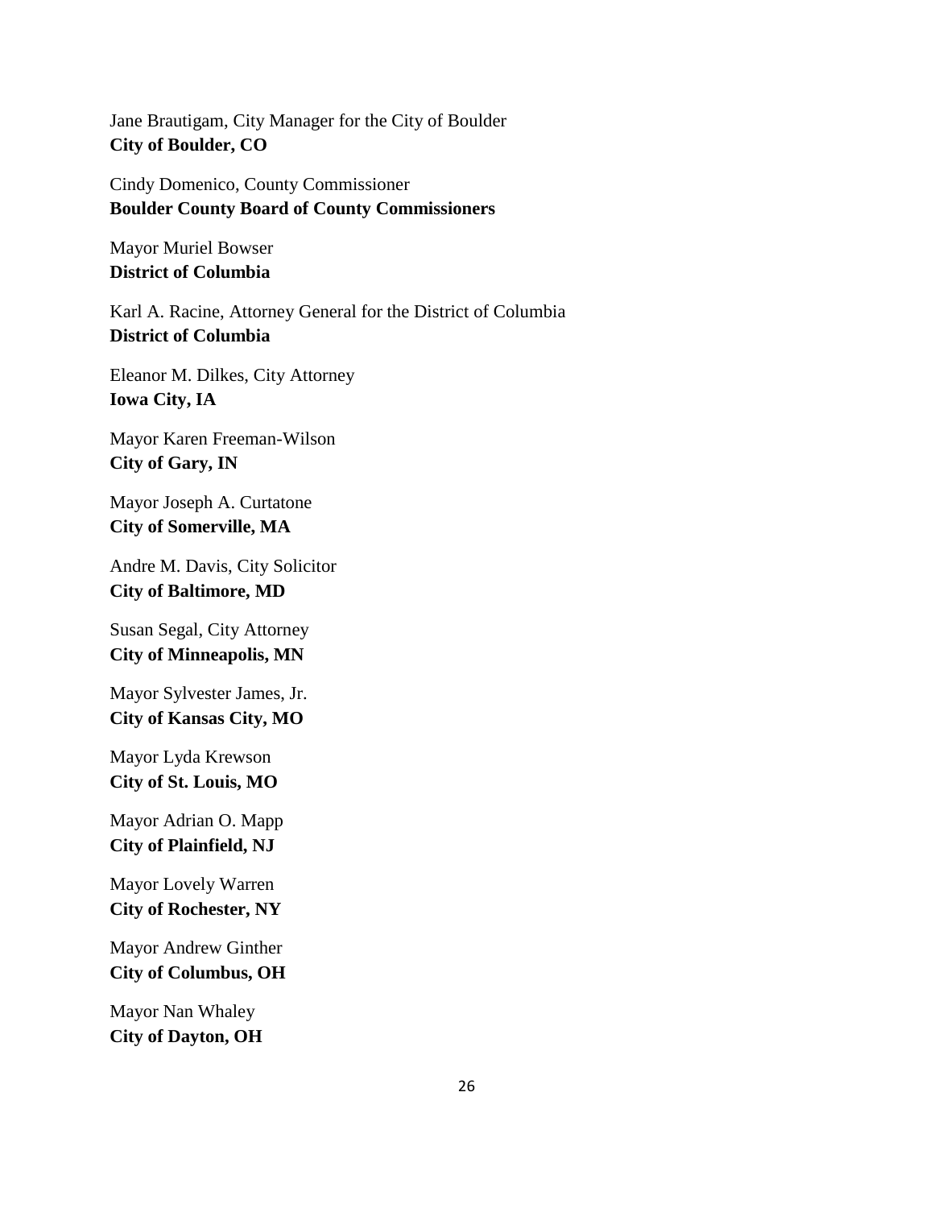Jane Brautigam, City Manager for the City of Boulder
**City of Boulder, CO**

Cindy Domenico, County Commissioner
**Boulder County Board of County Commissioners**

Mayor Muriel Bowser
**District of Columbia**

Karl A. Racine, Attorney General for the District of Columbia
**District of Columbia**

Eleanor M. Dilkes, City Attorney
**Iowa City, IA**

Mayor Karen Freeman-Wilson
**City of Gary, IN**

Mayor Joseph A. Curtatone
**City of Somerville, MA**

Andre M. Davis, City Solicitor
**City of Baltimore, MD**

Susan Segal, City Attorney
**City of Minneapolis, MN**

Mayor Sylvester James, Jr.
**City of Kansas City, MO**

Mayor Lyda Krewson
**City of St. Louis, MO**

Mayor Adrian O. Mapp
**City of Plainfield, NJ**

Mayor Lovely Warren
**City of Rochester, NY**

Mayor Andrew Ginther
**City of Columbus, OH**

Mayor Nan Whaley
**City of Dayton, OH**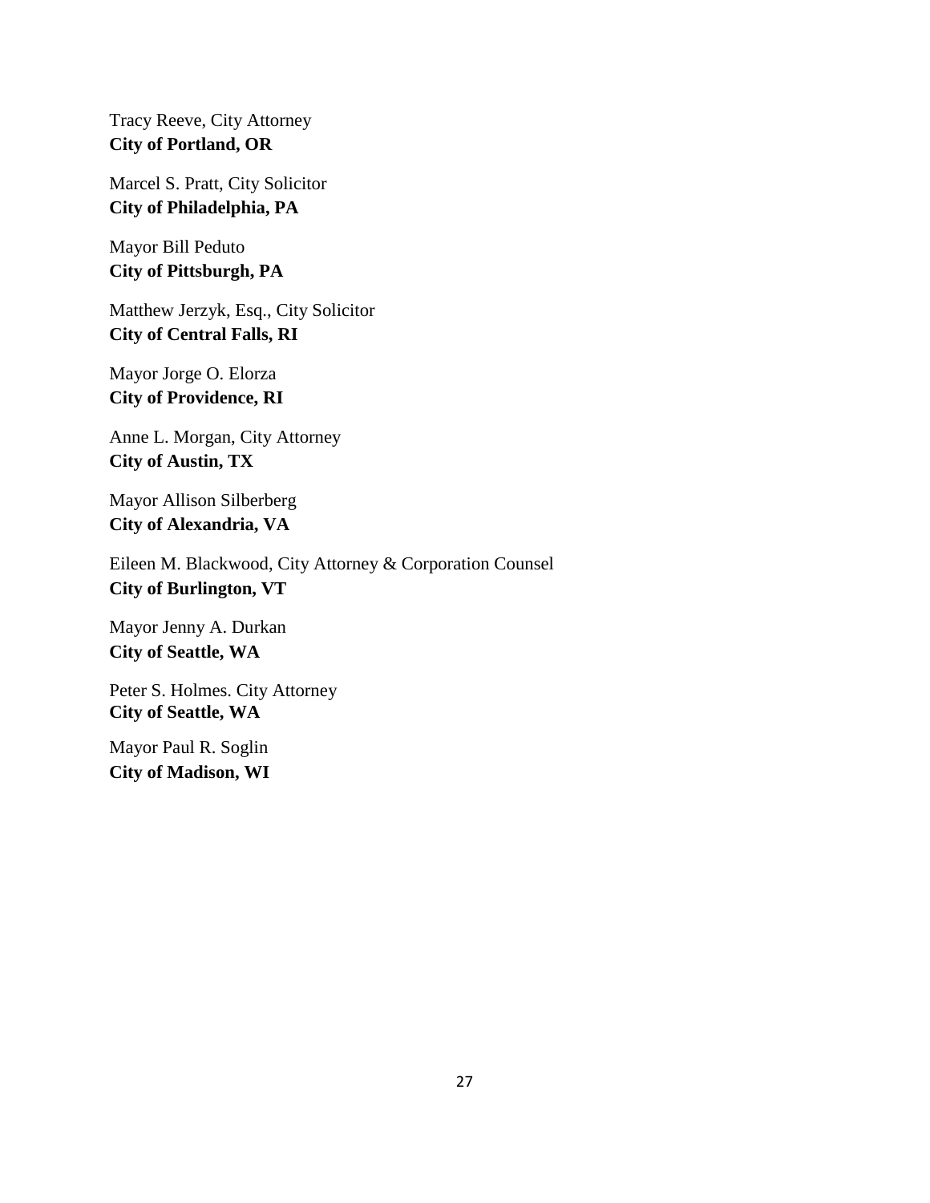Tracy Reeve, City Attorney
**City of Portland, OR**

Marcel S. Pratt, City Solicitor
**City of Philadelphia, PA**

Mayor Bill Peduto
**City of Pittsburgh, PA**

Matthew Jerzyk, Esq., City Solicitor
**City of Central Falls, RI**

Mayor Jorge O. Elorza
**City of Providence, RI**

Anne L. Morgan, City Attorney
**City of Austin, TX**

Mayor Allison Silberberg
**City of Alexandria, VA**

Eileen M. Blackwood, City Attorney & Corporation Counsel
**City of Burlington, VT**

Mayor Jenny A. Durkan
**City of Seattle, WA**

Peter S. Holmes. City Attorney
**City of Seattle, WA**

Mayor Paul R. Soglin
**City of Madison, WI**